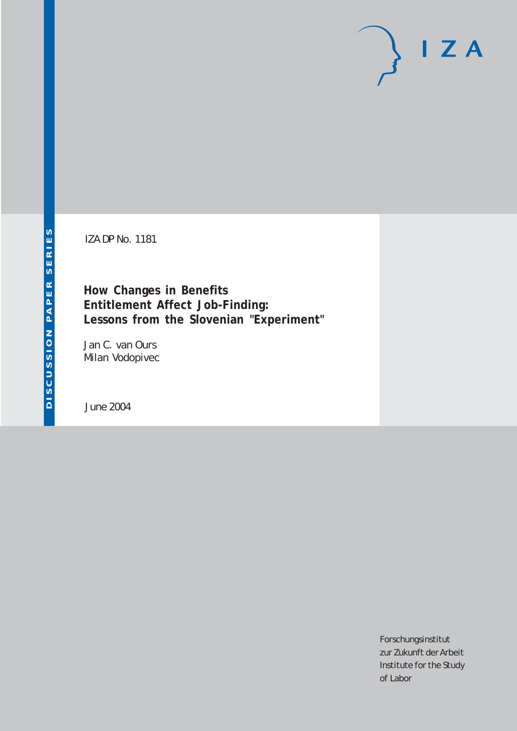DISCUSSION PAPER SERIES

IZA DP No. 1181

# How Changes in Benefits Entitlement Affect Job-Finding: Lessons from the Slovenian "Experiment"

Jan C. van Ours
Milan Vodopivec

June 2004

IZA

Forschungsinstitut
zur Zukunft der Arbeit
Institute for the Study
of Labor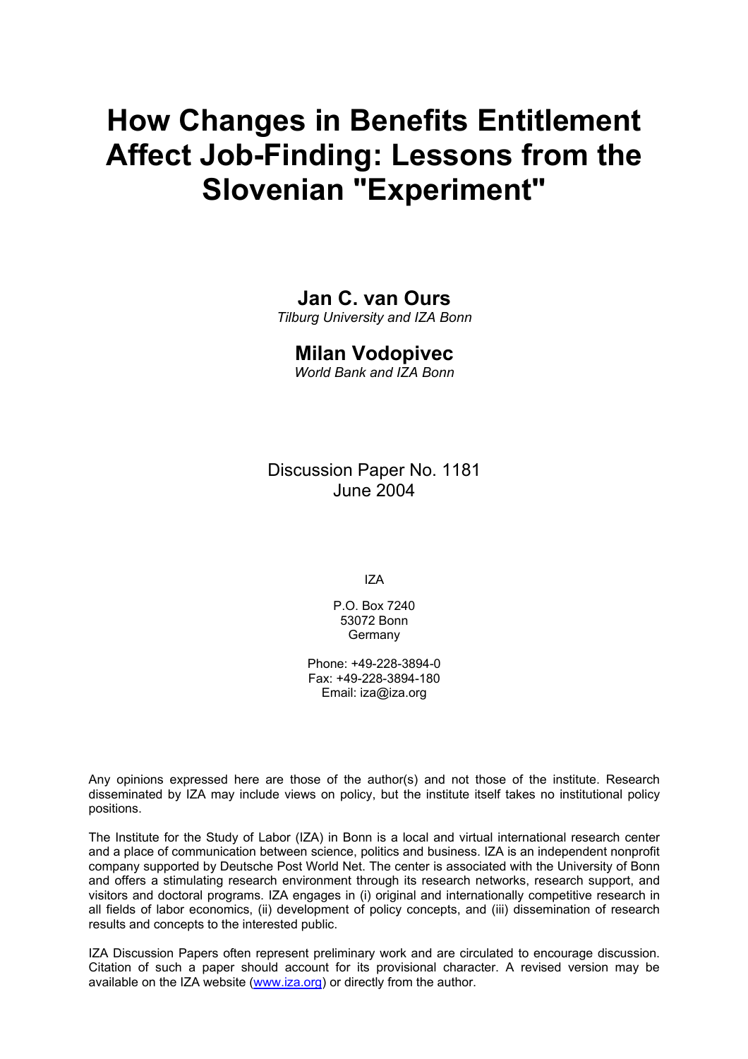# How Changes in Benefits Entitlement Affect Job-Finding: Lessons from the Slovenian "Experiment"

## Jan C. van Ours

*Tilburg University and IZA Bonn*

## Milan Vodopivec

*World Bank and IZA Bonn*

Discussion Paper No. 1181
June 2004

IZA

P.O. Box 7240
53072 Bonn
Germany

Phone: +49-228-3894-0
Fax: +49-228-3894-180
Email: iza@iza.org

Any opinions expressed here are those of the author(s) and not those of the institute. Research disseminated by IZA may include views on policy, but the institute itself takes no institutional policy positions.

The Institute for the Study of Labor (IZA) in Bonn is a local and virtual international research center and a place of communication between science, politics and business. IZA is an independent nonprofit company supported by Deutsche Post World Net. The center is associated with the University of Bonn and offers a stimulating research environment through its research networks, research support, and visitors and doctoral programs. IZA engages in (i) original and internationally competitive research in all fields of labor economics, (ii) development of policy concepts, and (iii) dissemination of research results and concepts to the interested public.

IZA Discussion Papers often represent preliminary work and are circulated to encourage discussion. Citation of such a paper should account for its provisional character. A revised version may be available on the IZA website (www.iza.org) or directly from the author.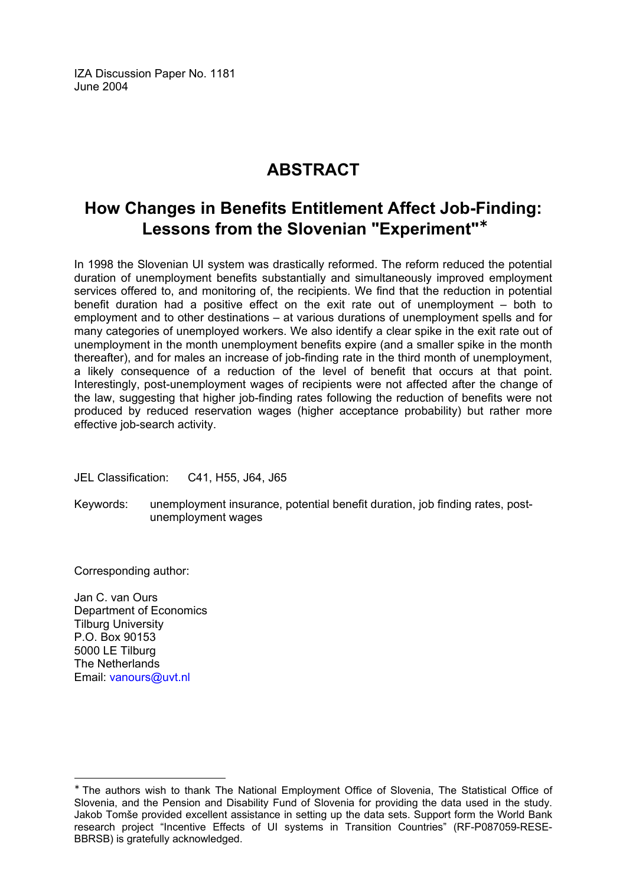IZA Discussion Paper No. 1181
June 2004

# ABSTRACT

## How Changes in Benefits Entitlement Affect Job-Finding: Lessons from the Slovenian "Experiment"*

In 1998 the Slovenian UI system was drastically reformed. The reform reduced the potential duration of unemployment benefits substantially and simultaneously improved employment services offered to, and monitoring of, the recipients. We find that the reduction in potential benefit duration had a positive effect on the exit rate out of unemployment – both to employment and to other destinations – at various durations of unemployment spells and for many categories of unemployed workers. We also identify a clear spike in the exit rate out of unemployment in the month unemployment benefits expire (and a smaller spike in the month thereafter), and for males an increase of job-finding rate in the third month of unemployment, a likely consequence of a reduction of the level of benefit that occurs at that point. Interestingly, post-unemployment wages of recipients were not affected after the change of the law, suggesting that higher job-finding rates following the reduction of benefits were not produced by reduced reservation wages (higher acceptance probability) but rather more effective job-search activity.

JEL Classification: C41, H55, J64, J65

Keywords: unemployment insurance, potential benefit duration, job finding rates, post-unemployment wages

Corresponding author:

Jan C. van Ours
Department of Economics
Tilburg University
P.O. Box 90153
5000 LE Tilburg
The Netherlands
Email: vanours@uvt.nl

---

* The authors wish to thank The National Employment Office of Slovenia, The Statistical Office of Slovenia, and the Pension and Disability Fund of Slovenia for providing the data used in the study. Jakob Tomše provided excellent assistance in setting up the data sets. Support form the World Bank research project "Incentive Effects of UI systems in Transition Countries" (RF-P087059-RESE-BBRSB) is gratefully acknowledged.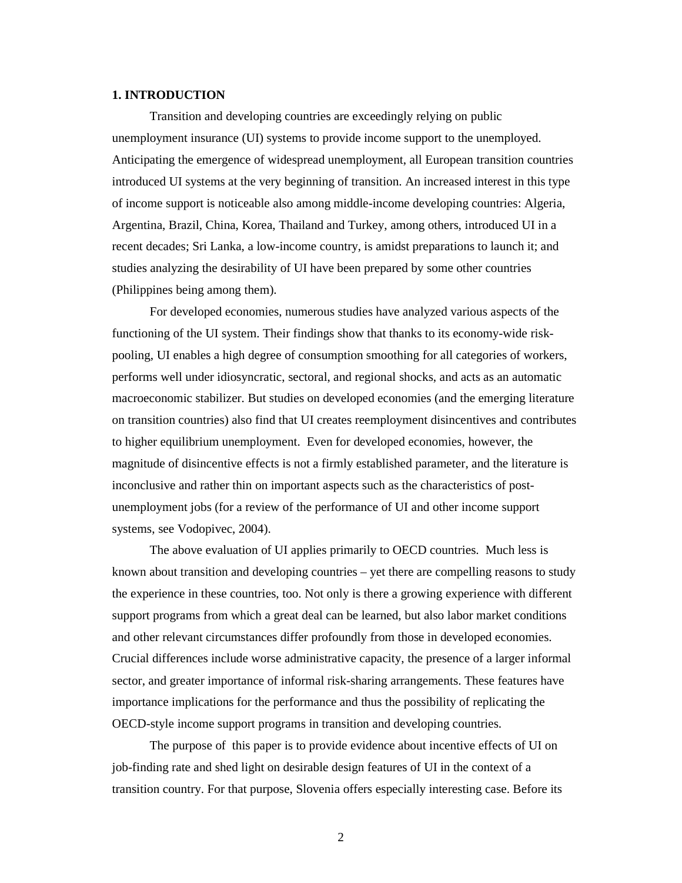# 1. INTRODUCTION

Transition and developing countries are exceedingly relying on public unemployment insurance (UI) systems to provide income support to the unemployed. Anticipating the emergence of widespread unemployment, all European transition countries introduced UI systems at the very beginning of transition. An increased interest in this type of income support is noticeable also among middle-income developing countries: Algeria, Argentina, Brazil, China, Korea, Thailand and Turkey, among others, introduced UI in a recent decades; Sri Lanka, a low-income country, is amidst preparations to launch it; and studies analyzing the desirability of UI have been prepared by some other countries (Philippines being among them).

For developed economies, numerous studies have analyzed various aspects of the functioning of the UI system. Their findings show that thanks to its economy-wide risk-pooling, UI enables a high degree of consumption smoothing for all categories of workers, performs well under idiosyncratic, sectoral, and regional shocks, and acts as an automatic macroeconomic stabilizer. But studies on developed economies (and the emerging literature on transition countries) also find that UI creates reemployment disincentives and contributes to higher equilibrium unemployment. Even for developed economies, however, the magnitude of disincentive effects is not a firmly established parameter, and the literature is inconclusive and rather thin on important aspects such as the characteristics of post-unemployment jobs (for a review of the performance of UI and other income support systems, see Vodopivec, 2004).

The above evaluation of UI applies primarily to OECD countries. Much less is known about transition and developing countries – yet there are compelling reasons to study the experience in these countries, too. Not only is there a growing experience with different support programs from which a great deal can be learned, but also labor market conditions and other relevant circumstances differ profoundly from those in developed economies. Crucial differences include worse administrative capacity, the presence of a larger informal sector, and greater importance of informal risk-sharing arrangements. These features have importance implications for the performance and thus the possibility of replicating the OECD-style income support programs in transition and developing countries.

The purpose of this paper is to provide evidence about incentive effects of UI on job-finding rate and shed light on desirable design features of UI in the context of a transition country. For that purpose, Slovenia offers especially interesting case. Before its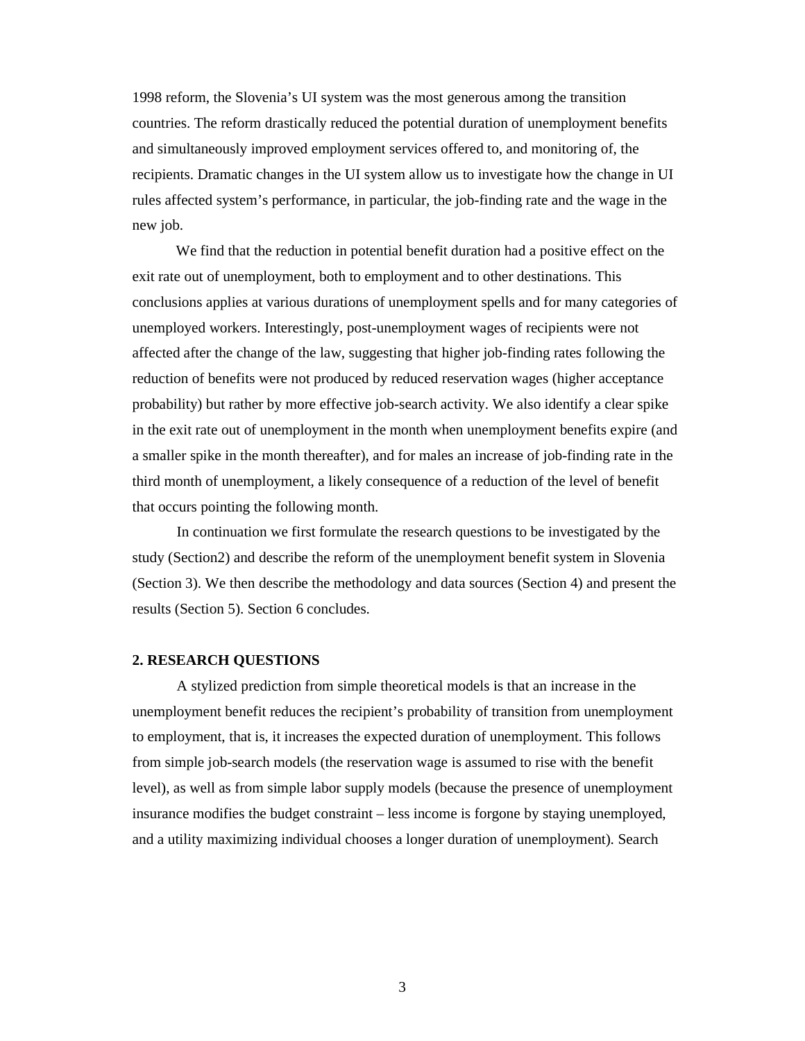1998 reform, the Slovenia's UI system was the most generous among the transition countries. The reform drastically reduced the potential duration of unemployment benefits and simultaneously improved employment services offered to, and monitoring of, the recipients. Dramatic changes in the UI system allow us to investigate how the change in UI rules affected system's performance, in particular, the job-finding rate and the wage in the new job.

We find that the reduction in potential benefit duration had a positive effect on the exit rate out of unemployment, both to employment and to other destinations. This conclusions applies at various durations of unemployment spells and for many categories of unemployed workers. Interestingly, post-unemployment wages of recipients were not affected after the change of the law, suggesting that higher job-finding rates following the reduction of benefits were not produced by reduced reservation wages (higher acceptance probability) but rather by more effective job-search activity. We also identify a clear spike in the exit rate out of unemployment in the month when unemployment benefits expire (and a smaller spike in the month thereafter), and for males an increase of job-finding rate in the third month of unemployment, a likely consequence of a reduction of the level of benefit that occurs pointing the following month.

In continuation we first formulate the research questions to be investigated by the study (Section2) and describe the reform of the unemployment benefit system in Slovenia (Section 3). We then describe the methodology and data sources (Section 4) and present the results (Section 5). Section 6 concludes.

## 2. RESEARCH QUESTIONS

A stylized prediction from simple theoretical models is that an increase in the unemployment benefit reduces the recipient's probability of transition from unemployment to employment, that is, it increases the expected duration of unemployment. This follows from simple job-search models (the reservation wage is assumed to rise with the benefit level), as well as from simple labor supply models (because the presence of unemployment insurance modifies the budget constraint – less income is forgone by staying unemployed, and a utility maximizing individual chooses a longer duration of unemployment). Search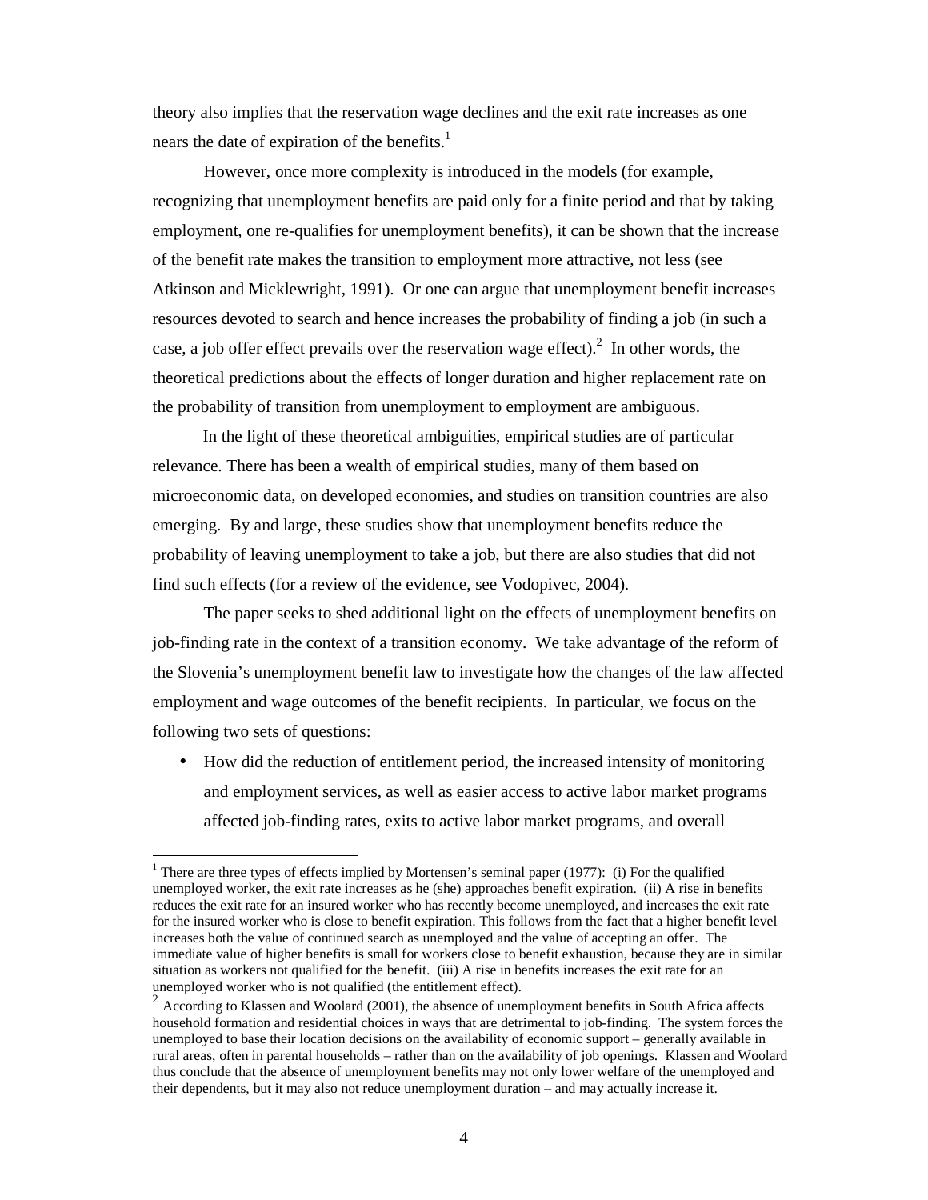theory also implies that the reservation wage declines and the exit rate increases as one nears the date of expiration of the benefits.[1]

However, once more complexity is introduced in the models (for example, recognizing that unemployment benefits are paid only for a finite period and that by taking employment, one re-qualifies for unemployment benefits), it can be shown that the increase of the benefit rate makes the transition to employment more attractive, not less (see Atkinson and Micklewright, 1991). Or one can argue that unemployment benefit increases resources devoted to search and hence increases the probability of finding a job (in such a case, a job offer effect prevails over the reservation wage effect).[2] In other words, the theoretical predictions about the effects of longer duration and higher replacement rate on the probability of transition from unemployment to employment are ambiguous.

In the light of these theoretical ambiguities, empirical studies are of particular relevance. There has been a wealth of empirical studies, many of them based on microeconomic data, on developed economies, and studies on transition countries are also emerging. By and large, these studies show that unemployment benefits reduce the probability of leaving unemployment to take a job, but there are also studies that did not find such effects (for a review of the evidence, see Vodopivec, 2004).

The paper seeks to shed additional light on the effects of unemployment benefits on job-finding rate in the context of a transition economy. We take advantage of the reform of the Slovenia's unemployment benefit law to investigate how the changes of the law affected employment and wage outcomes of the benefit recipients. In particular, we focus on the following two sets of questions:

- How did the reduction of entitlement period, the increased intensity of monitoring and employment services, as well as easier access to active labor market programs affected job-finding rates, exits to active labor market programs, and overall

[1] There are three types of effects implied by Mortensen's seminal paper (1977): (i) For the qualified unemployed worker, the exit rate increases as he (she) approaches benefit expiration. (ii) A rise in benefits reduces the exit rate for an insured worker who has recently become unemployed, and increases the exit rate for the insured worker who is close to benefit expiration. This follows from the fact that a higher benefit level increases both the value of continued search as unemployed and the value of accepting an offer. The immediate value of higher benefits is small for workers close to benefit exhaustion, because they are in similar situation as workers not qualified for the benefit. (iii) A rise in benefits increases the exit rate for an unemployed worker who is not qualified (the entitlement effect).

[2] According to Klassen and Woolard (2001), the absence of unemployment benefits in South Africa affects household formation and residential choices in ways that are detrimental to job-finding. The system forces the unemployed to base their location decisions on the availability of economic support – generally available in rural areas, often in parental households – rather than on the availability of job openings. Klassen and Woolard thus conclude that the absence of unemployment benefits may not only lower welfare of the unemployed and their dependents, but it may also not reduce unemployment duration – and may actually increase it.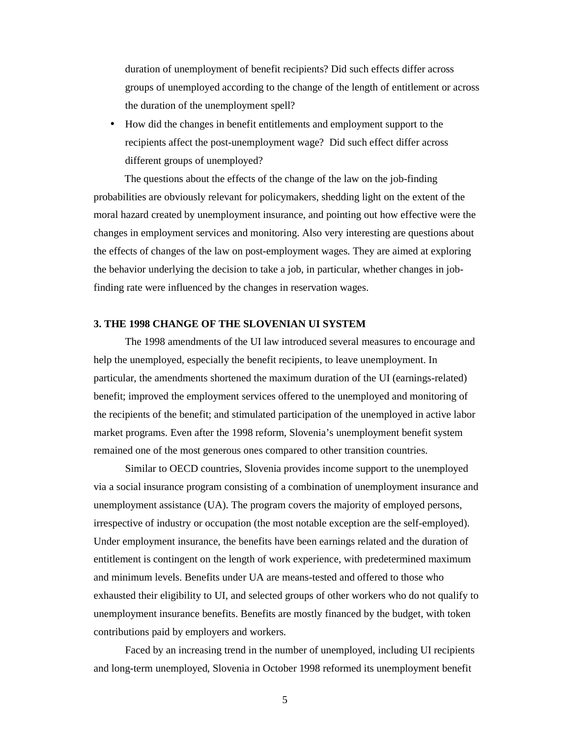duration of unemployment of benefit recipients? Did such effects differ across groups of unemployed according to the change of the length of entitlement or across the duration of the unemployment spell?

- How did the changes in benefit entitlements and employment support to the recipients affect the post-unemployment wage? Did such effect differ across different groups of unemployed?

The questions about the effects of the change of the law on the job-finding probabilities are obviously relevant for policymakers, shedding light on the extent of the moral hazard created by unemployment insurance, and pointing out how effective were the changes in employment services and monitoring. Also very interesting are questions about the effects of changes of the law on post-employment wages. They are aimed at exploring the behavior underlying the decision to take a job, in particular, whether changes in job-finding rate were influenced by the changes in reservation wages.

## 3. THE 1998 CHANGE OF THE SLOVENIAN UI SYSTEM

The 1998 amendments of the UI law introduced several measures to encourage and help the unemployed, especially the benefit recipients, to leave unemployment. In particular, the amendments shortened the maximum duration of the UI (earnings-related) benefit; improved the employment services offered to the unemployed and monitoring of the recipients of the benefit; and stimulated participation of the unemployed in active labor market programs. Even after the 1998 reform, Slovenia's unemployment benefit system remained one of the most generous ones compared to other transition countries.

Similar to OECD countries, Slovenia provides income support to the unemployed via a social insurance program consisting of a combination of unemployment insurance and unemployment assistance (UA). The program covers the majority of employed persons, irrespective of industry or occupation (the most notable exception are the self-employed). Under employment insurance, the benefits have been earnings related and the duration of entitlement is contingent on the length of work experience, with predetermined maximum and minimum levels. Benefits under UA are means-tested and offered to those who exhausted their eligibility to UI, and selected groups of other workers who do not qualify to unemployment insurance benefits. Benefits are mostly financed by the budget, with token contributions paid by employers and workers.

Faced by an increasing trend in the number of unemployed, including UI recipients and long-term unemployed, Slovenia in October 1998 reformed its unemployment benefit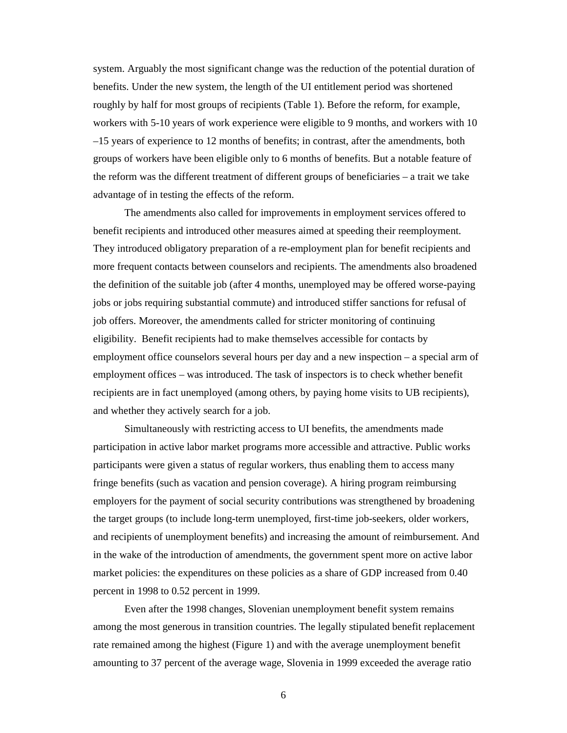system. Arguably the most significant change was the reduction of the potential duration of benefits. Under the new system, the length of the UI entitlement period was shortened roughly by half for most groups of recipients (Table 1). Before the reform, for example, workers with 5-10 years of work experience were eligible to 9 months, and workers with 10 –15 years of experience to 12 months of benefits; in contrast, after the amendments, both groups of workers have been eligible only to 6 months of benefits. But a notable feature of the reform was the different treatment of different groups of beneficiaries – a trait we take advantage of in testing the effects of the reform.

The amendments also called for improvements in employment services offered to benefit recipients and introduced other measures aimed at speeding their reemployment. They introduced obligatory preparation of a re-employment plan for benefit recipients and more frequent contacts between counselors and recipients. The amendments also broadened the definition of the suitable job (after 4 months, unemployed may be offered worse-paying jobs or jobs requiring substantial commute) and introduced stiffer sanctions for refusal of job offers. Moreover, the amendments called for stricter monitoring of continuing eligibility. Benefit recipients had to make themselves accessible for contacts by employment office counselors several hours per day and a new inspection – a special arm of employment offices – was introduced. The task of inspectors is to check whether benefit recipients are in fact unemployed (among others, by paying home visits to UB recipients), and whether they actively search for a job.

Simultaneously with restricting access to UI benefits, the amendments made participation in active labor market programs more accessible and attractive. Public works participants were given a status of regular workers, thus enabling them to access many fringe benefits (such as vacation and pension coverage). A hiring program reimbursing employers for the payment of social security contributions was strengthened by broadening the target groups (to include long-term unemployed, first-time job-seekers, older workers, and recipients of unemployment benefits) and increasing the amount of reimbursement. And in the wake of the introduction of amendments, the government spent more on active labor market policies: the expenditures on these policies as a share of GDP increased from 0.40 percent in 1998 to 0.52 percent in 1999.

Even after the 1998 changes, Slovenian unemployment benefit system remains among the most generous in transition countries. The legally stipulated benefit replacement rate remained among the highest (Figure 1) and with the average unemployment benefit amounting to 37 percent of the average wage, Slovenia in 1999 exceeded the average ratio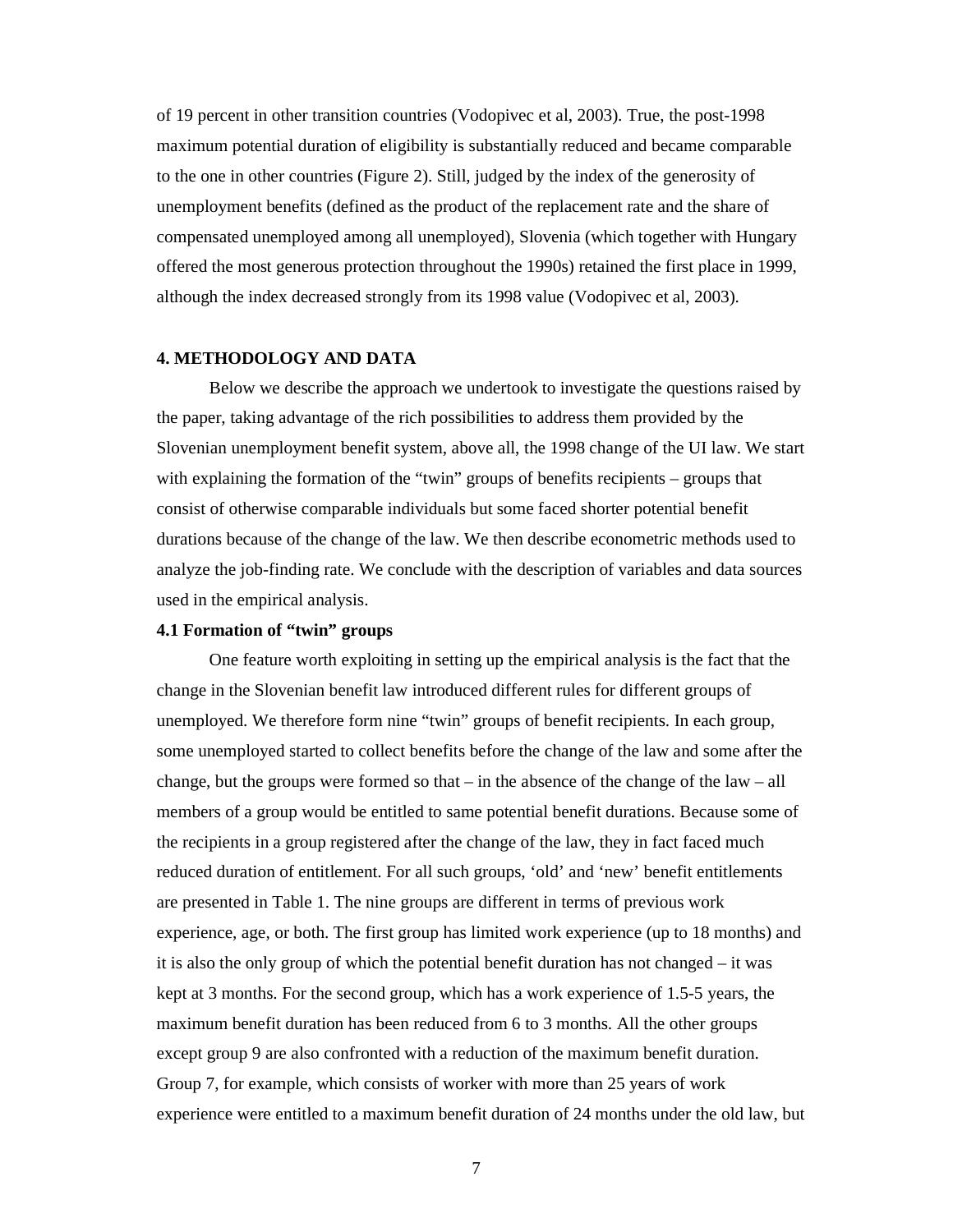of 19 percent in other transition countries (Vodopivec et al, 2003). True, the post-1998 maximum potential duration of eligibility is substantially reduced and became comparable to the one in other countries (Figure 2). Still, judged by the index of the generosity of unemployment benefits (defined as the product of the replacement rate and the share of compensated unemployed among all unemployed), Slovenia (which together with Hungary offered the most generous protection throughout the 1990s) retained the first place in 1999, although the index decreased strongly from its 1998 value (Vodopivec et al, 2003).

## 4. METHODOLOGY AND DATA

Below we describe the approach we undertook to investigate the questions raised by the paper, taking advantage of the rich possibilities to address them provided by the Slovenian unemployment benefit system, above all, the 1998 change of the UI law. We start with explaining the formation of the "twin" groups of benefits recipients – groups that consist of otherwise comparable individuals but some faced shorter potential benefit durations because of the change of the law. We then describe econometric methods used to analyze the job-finding rate. We conclude with the description of variables and data sources used in the empirical analysis.

### 4.1 Formation of "twin" groups

One feature worth exploiting in setting up the empirical analysis is the fact that the change in the Slovenian benefit law introduced different rules for different groups of unemployed. We therefore form nine "twin" groups of benefit recipients. In each group, some unemployed started to collect benefits before the change of the law and some after the change, but the groups were formed so that – in the absence of the change of the law – all members of a group would be entitled to same potential benefit durations. Because some of the recipients in a group registered after the change of the law, they in fact faced much reduced duration of entitlement. For all such groups, 'old' and 'new' benefit entitlements are presented in Table 1. The nine groups are different in terms of previous work experience, age, or both. The first group has limited work experience (up to 18 months) and it is also the only group of which the potential benefit duration has not changed – it was kept at 3 months. For the second group, which has a work experience of 1.5-5 years, the maximum benefit duration has been reduced from 6 to 3 months. All the other groups except group 9 are also confronted with a reduction of the maximum benefit duration. Group 7, for example, which consists of worker with more than 25 years of work experience were entitled to a maximum benefit duration of 24 months under the old law, but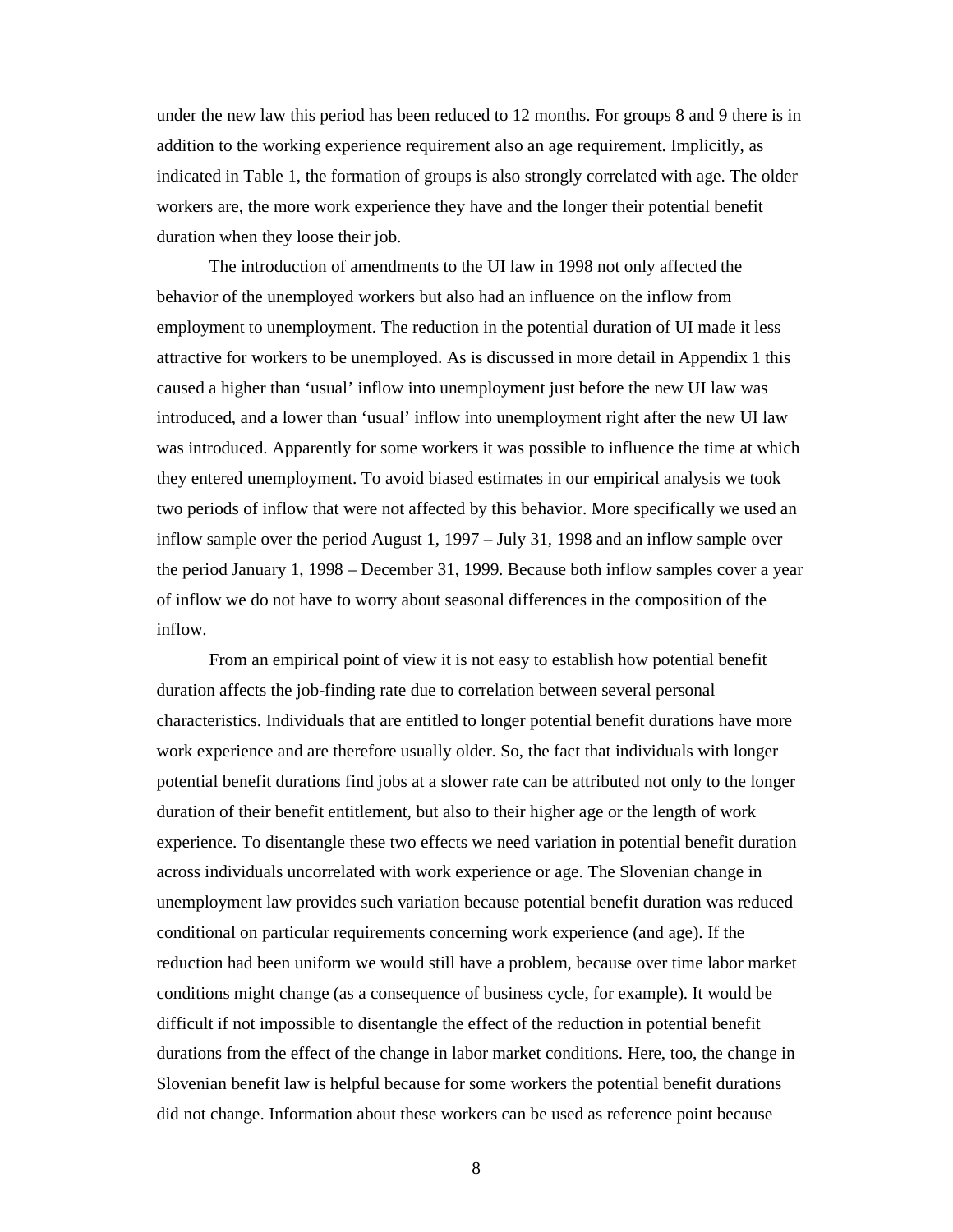under the new law this period has been reduced to 12 months. For groups 8 and 9 there is in addition to the working experience requirement also an age requirement. Implicitly, as indicated in Table 1, the formation of groups is also strongly correlated with age. The older workers are, the more work experience they have and the longer their potential benefit duration when they loose their job.

The introduction of amendments to the UI law in 1998 not only affected the behavior of the unemployed workers but also had an influence on the inflow from employment to unemployment. The reduction in the potential duration of UI made it less attractive for workers to be unemployed. As is discussed in more detail in Appendix 1 this caused a higher than 'usual' inflow into unemployment just before the new UI law was introduced, and a lower than 'usual' inflow into unemployment right after the new UI law was introduced. Apparently for some workers it was possible to influence the time at which they entered unemployment. To avoid biased estimates in our empirical analysis we took two periods of inflow that were not affected by this behavior. More specifically we used an inflow sample over the period August 1, 1997 – July 31, 1998 and an inflow sample over the period January 1, 1998 – December 31, 1999. Because both inflow samples cover a year of inflow we do not have to worry about seasonal differences in the composition of the inflow.

From an empirical point of view it is not easy to establish how potential benefit duration affects the job-finding rate due to correlation between several personal characteristics. Individuals that are entitled to longer potential benefit durations have more work experience and are therefore usually older. So, the fact that individuals with longer potential benefit durations find jobs at a slower rate can be attributed not only to the longer duration of their benefit entitlement, but also to their higher age or the length of work experience. To disentangle these two effects we need variation in potential benefit duration across individuals uncorrelated with work experience or age. The Slovenian change in unemployment law provides such variation because potential benefit duration was reduced conditional on particular requirements concerning work experience (and age). If the reduction had been uniform we would still have a problem, because over time labor market conditions might change (as a consequence of business cycle, for example). It would be difficult if not impossible to disentangle the effect of the reduction in potential benefit durations from the effect of the change in labor market conditions. Here, too, the change in Slovenian benefit law is helpful because for some workers the potential benefit durations did not change. Information about these workers can be used as reference point because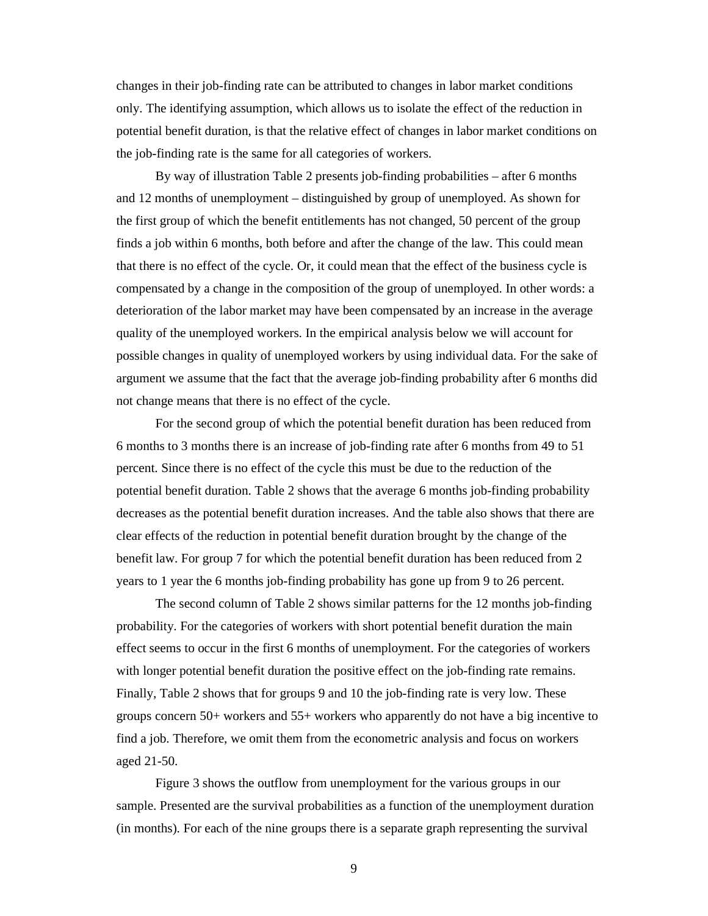changes in their job-finding rate can be attributed to changes in labor market conditions only. The identifying assumption, which allows us to isolate the effect of the reduction in potential benefit duration, is that the relative effect of changes in labor market conditions on the job-finding rate is the same for all categories of workers.

By way of illustration Table 2 presents job-finding probabilities – after 6 months and 12 months of unemployment – distinguished by group of unemployed. As shown for the first group of which the benefit entitlements has not changed, 50 percent of the group finds a job within 6 months, both before and after the change of the law. This could mean that there is no effect of the cycle. Or, it could mean that the effect of the business cycle is compensated by a change in the composition of the group of unemployed. In other words: a deterioration of the labor market may have been compensated by an increase in the average quality of the unemployed workers. In the empirical analysis below we will account for possible changes in quality of unemployed workers by using individual data. For the sake of argument we assume that the fact that the average job-finding probability after 6 months did not change means that there is no effect of the cycle.

For the second group of which the potential benefit duration has been reduced from 6 months to 3 months there is an increase of job-finding rate after 6 months from 49 to 51 percent. Since there is no effect of the cycle this must be due to the reduction of the potential benefit duration. Table 2 shows that the average 6 months job-finding probability decreases as the potential benefit duration increases. And the table also shows that there are clear effects of the reduction in potential benefit duration brought by the change of the benefit law. For group 7 for which the potential benefit duration has been reduced from 2 years to 1 year the 6 months job-finding probability has gone up from 9 to 26 percent.

The second column of Table 2 shows similar patterns for the 12 months job-finding probability. For the categories of workers with short potential benefit duration the main effect seems to occur in the first 6 months of unemployment. For the categories of workers with longer potential benefit duration the positive effect on the job-finding rate remains. Finally, Table 2 shows that for groups 9 and 10 the job-finding rate is very low. These groups concern 50+ workers and 55+ workers who apparently do not have a big incentive to find a job. Therefore, we omit them from the econometric analysis and focus on workers aged 21-50.

Figure 3 shows the outflow from unemployment for the various groups in our sample. Presented are the survival probabilities as a function of the unemployment duration (in months). For each of the nine groups there is a separate graph representing the survival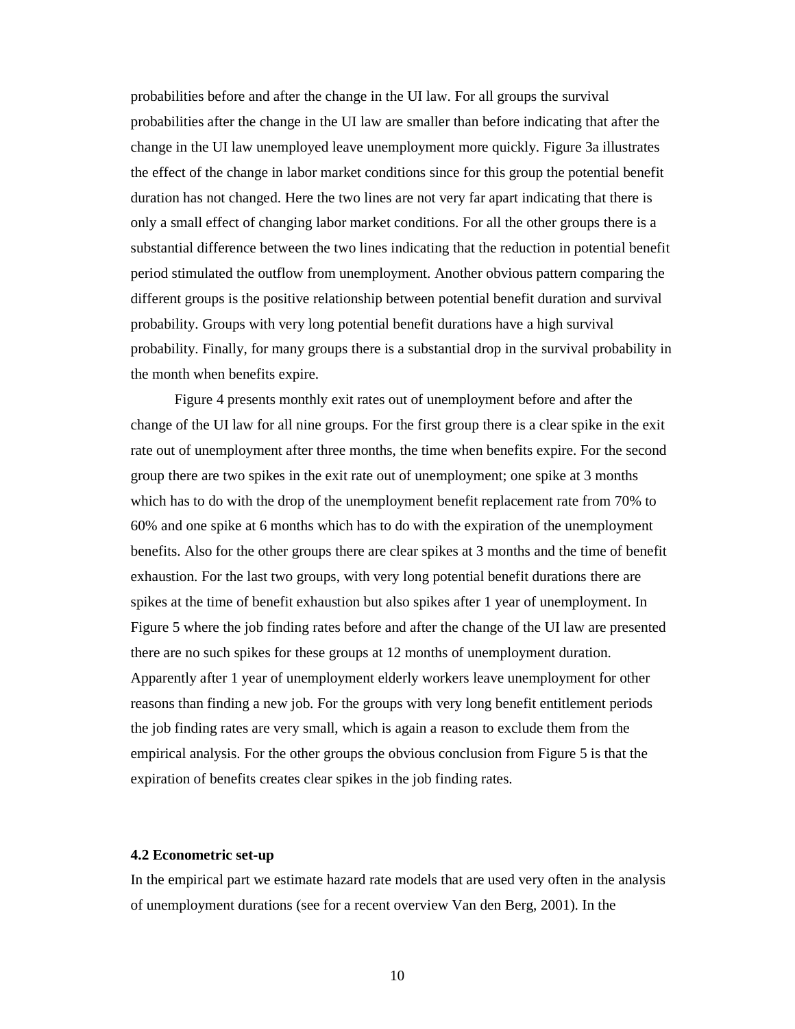probabilities before and after the change in the UI law. For all groups the survival probabilities after the change in the UI law are smaller than before indicating that after the change in the UI law unemployed leave unemployment more quickly. Figure 3a illustrates the effect of the change in labor market conditions since for this group the potential benefit duration has not changed. Here the two lines are not very far apart indicating that there is only a small effect of changing labor market conditions. For all the other groups there is a substantial difference between the two lines indicating that the reduction in potential benefit period stimulated the outflow from unemployment. Another obvious pattern comparing the different groups is the positive relationship between potential benefit duration and survival probability. Groups with very long potential benefit durations have a high survival probability. Finally, for many groups there is a substantial drop in the survival probability in the month when benefits expire.

Figure 4 presents monthly exit rates out of unemployment before and after the change of the UI law for all nine groups. For the first group there is a clear spike in the exit rate out of unemployment after three months, the time when benefits expire. For the second group there are two spikes in the exit rate out of unemployment; one spike at 3 months which has to do with the drop of the unemployment benefit replacement rate from 70% to 60% and one spike at 6 months which has to do with the expiration of the unemployment benefits. Also for the other groups there are clear spikes at 3 months and the time of benefit exhaustion. For the last two groups, with very long potential benefit durations there are spikes at the time of benefit exhaustion but also spikes after 1 year of unemployment. In Figure 5 where the job finding rates before and after the change of the UI law are presented there are no such spikes for these groups at 12 months of unemployment duration. Apparently after 1 year of unemployment elderly workers leave unemployment for other reasons than finding a new job. For the groups with very long benefit entitlement periods the job finding rates are very small, which is again a reason to exclude them from the empirical analysis. For the other groups the obvious conclusion from Figure 5 is that the expiration of benefits creates clear spikes in the job finding rates.

### 4.2 Econometric set-up

In the empirical part we estimate hazard rate models that are used very often in the analysis of unemployment durations (see for a recent overview Van den Berg, 2001). In the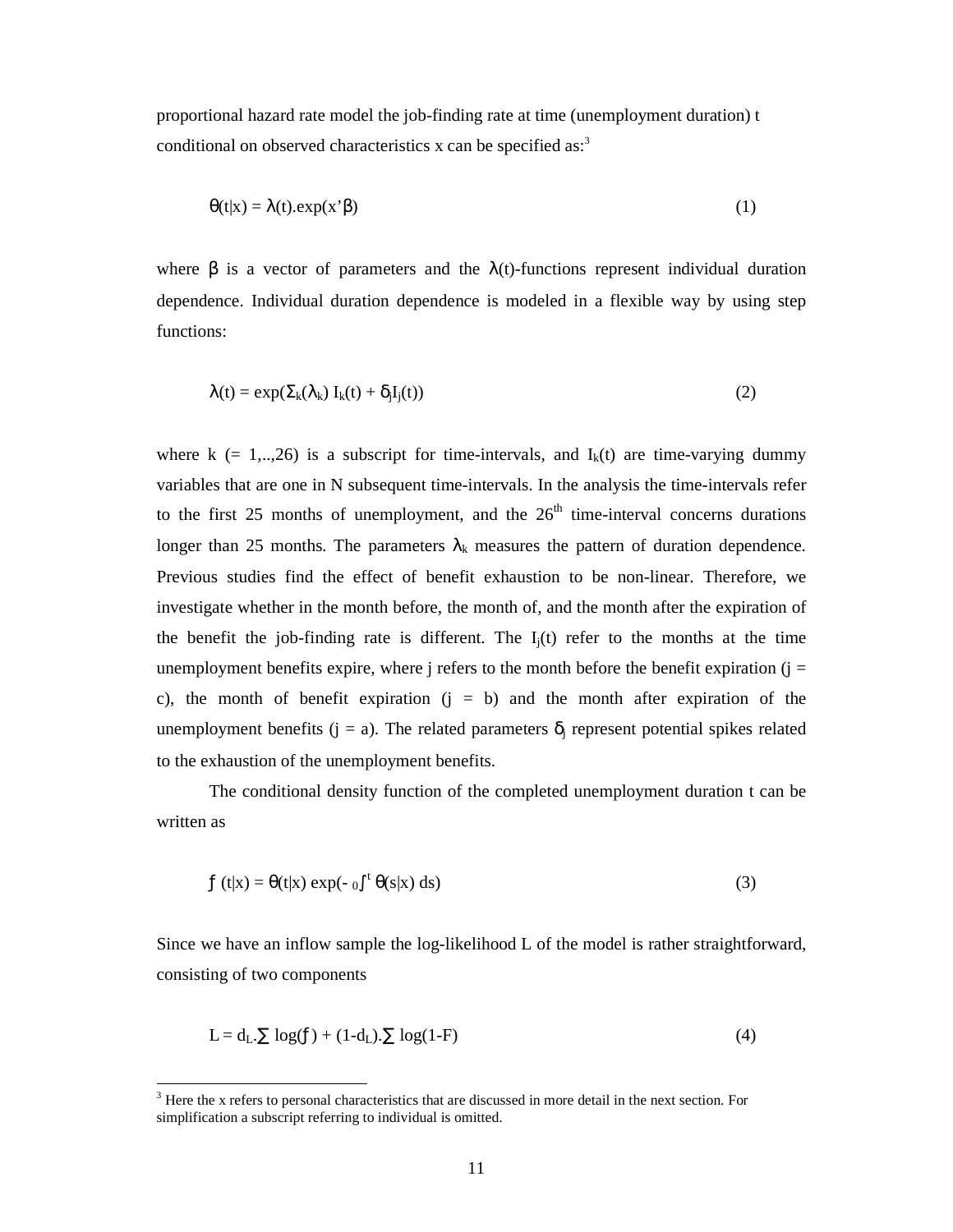proportional hazard rate model the job-finding rate at time (unemployment duration) t conditional on observed characteristics x can be specified as:[3]

$$\theta(t|x) = \lambda(t).\exp(x'\beta) \qquad (1)$$

where $\beta$ is a vector of parameters and the $\lambda(t)$-functions represent individual duration dependence. Individual duration dependence is modeled in a flexible way by using step functions:

$$\lambda(t) = \exp(\Sigma_k(\lambda_k)\ I_k(t) + \delta_j I_j(t)) \qquad (2)$$

where k (= 1,..,26) is a subscript for time-intervals, and $I_k(t)$ are time-varying dummy variables that are one in N subsequent time-intervals. In the analysis the time-intervals refer to the first 25 months of unemployment, and the 26th time-interval concerns durations longer than 25 months. The parameters $\lambda_k$ measures the pattern of duration dependence. Previous studies find the effect of benefit exhaustion to be non-linear. Therefore, we investigate whether in the month before, the month of, and the month after the expiration of the benefit the job-finding rate is different. The $I_j(t)$ refer to the months at the time unemployment benefits expire, where j refers to the month before the benefit expiration (j = c), the month of benefit expiration (j = b) and the month after expiration of the unemployment benefits (j = a). The related parameters $\delta_j$ represent potential spikes related to the exhaustion of the unemployment benefits.

The conditional density function of the completed unemployment duration t can be written as

$$f\ (t|x) = \theta(t|x)\ \exp(-\ {}_0\!\int^t \theta(s|x)\ ds) \qquad (3)$$

Since we have an inflow sample the log-likelihood L of the model is rather straightforward, consisting of two components

$$L = d_L.\sum \log(f) + (1\text{-}d_L).\sum \log(1\text{-}F) \qquad (4)$$

[3] Here the x refers to personal characteristics that are discussed in more detail in the next section. For simplification a subscript referring to individual is omitted.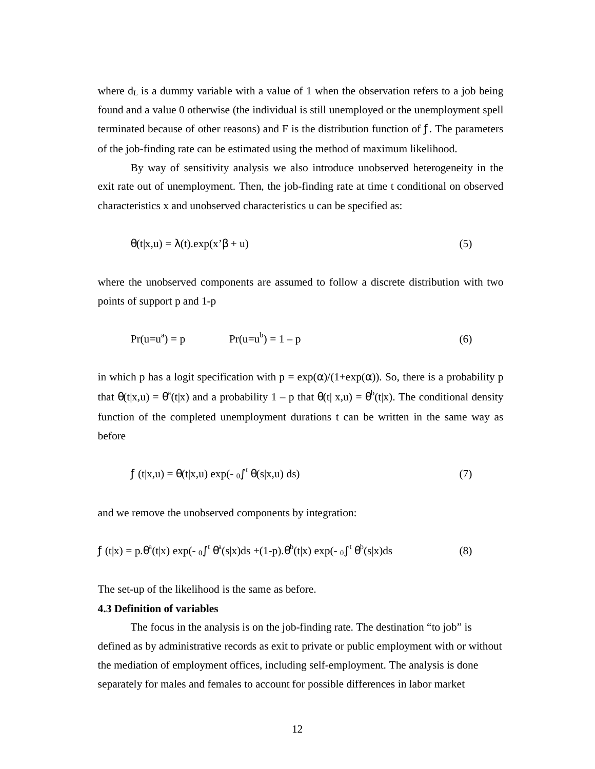where $d_L$ is a dummy variable with a value of 1 when the observation refers to a job being found and a value 0 otherwise (the individual is still unemployed or the unemployment spell terminated because of other reasons) and F is the distribution function of $f$. The parameters of the job-finding rate can be estimated using the method of maximum likelihood.

By way of sensitivity analysis we also introduce unobserved heterogeneity in the exit rate out of unemployment. Then, the job-finding rate at time t conditional on observed characteristics x and unobserved characteristics u can be specified as:

$$\theta(t|x,u) = \lambda(t).\exp(x'\beta + u) \tag{5}$$

where the unobserved components are assumed to follow a discrete distribution with two points of support p and 1-p

$$\Pr(u=u^a) = p \qquad \Pr(u=u^b) = 1 - p \tag{6}$$

in which p has a logit specification with $p = \exp(\alpha)/(1+\exp(\alpha))$. So, there is a probability p that $\theta(t|x,u) = \theta^a(t|x)$ and a probability $1 - p$ that $\theta(t|x,u) = \theta^b(t|x)$. The conditional density function of the completed unemployment durations t can be written in the same way as before

$$f(t|x,u) = \theta(t|x,u) \exp(-{}_0\!\int^t \theta(s|x,u)\, ds) \tag{7}$$

and we remove the unobserved components by integration:

$$f(t|x) = p.\theta^a(t|x) \exp(-{}_0\!\int^t \theta^a(s|x)ds + (1-p).\theta^b(t|x) \exp(-{}_0\!\int^t \theta^b(s|x)ds \tag{8}$$

The set-up of the likelihood is the same as before.

**4.3 Definition of variables**

The focus in the analysis is on the job-finding rate. The destination "to job" is defined as by administrative records as exit to private or public employment with or without the mediation of employment offices, including self-employment. The analysis is done separately for males and females to account for possible differences in labor market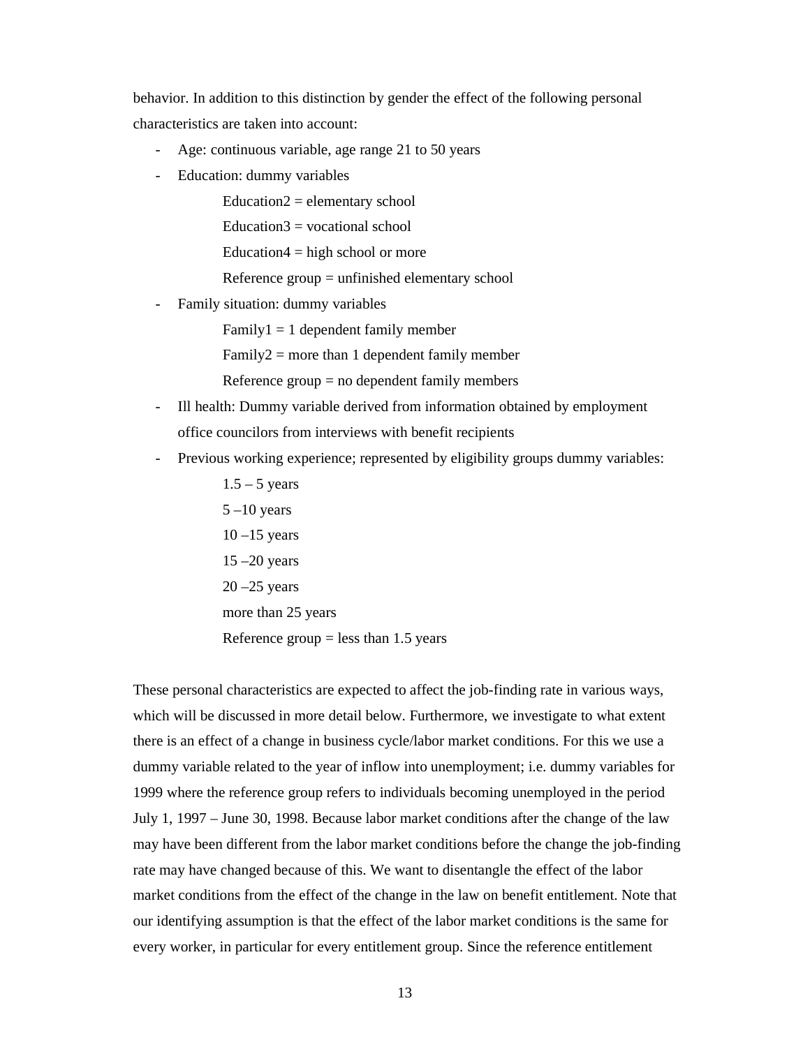behavior. In addition to this distinction by gender the effect of the following personal characteristics are taken into account:

- Age: continuous variable, age range 21 to 50 years
- Education: dummy variables
  - Education2 = elementary school
  - Education3 = vocational school
  - Education4 = high school or more
  - Reference group = unfinished elementary school
- Family situation: dummy variables
  - Family1 = 1 dependent family member
  - Family2 = more than 1 dependent family member
  - Reference group = no dependent family members
- Ill health: Dummy variable derived from information obtained by employment office councilors from interviews with benefit recipients
- Previous working experience; represented by eligibility groups dummy variables:
  - 1.5 – 5 years
  - 5 –10 years
  - 10 –15 years
  - 15 –20 years
  - 20 –25 years
  - more than 25 years
  - Reference group = less than 1.5 years

These personal characteristics are expected to affect the job-finding rate in various ways, which will be discussed in more detail below. Furthermore, we investigate to what extent there is an effect of a change in business cycle/labor market conditions. For this we use a dummy variable related to the year of inflow into unemployment; i.e. dummy variables for 1999 where the reference group refers to individuals becoming unemployed in the period July 1, 1997 – June 30, 1998. Because labor market conditions after the change of the law may have been different from the labor market conditions before the change the job-finding rate may have changed because of this. We want to disentangle the effect of the labor market conditions from the effect of the change in the law on benefit entitlement. Note that our identifying assumption is that the effect of the labor market conditions is the same for every worker, in particular for every entitlement group. Since the reference entitlement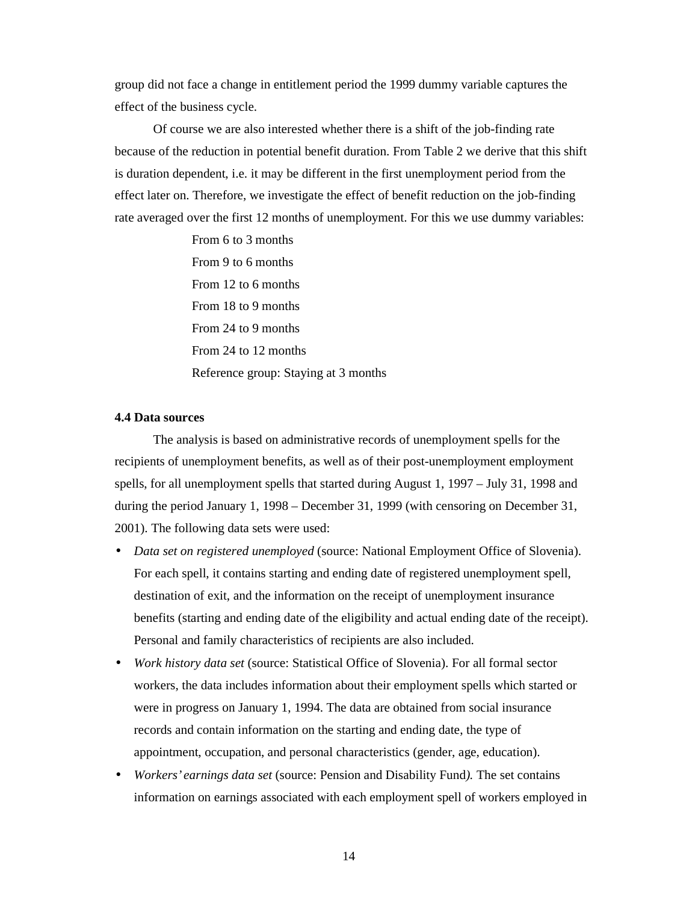group did not face a change in entitlement period the 1999 dummy variable captures the effect of the business cycle.

Of course we are also interested whether there is a shift of the job-finding rate because of the reduction in potential benefit duration. From Table 2 we derive that this shift is duration dependent, i.e. it may be different in the first unemployment period from the effect later on. Therefore, we investigate the effect of benefit reduction on the job-finding rate averaged over the first 12 months of unemployment. For this we use dummy variables:

From 6 to 3 months
From 9 to 6 months
From 12 to 6 months
From 18 to 9 months
From 24 to 9 months
From 24 to 12 months
Reference group: Staying at 3 months

**4.4 Data sources**

The analysis is based on administrative records of unemployment spells for the recipients of unemployment benefits, as well as of their post-unemployment employment spells, for all unemployment spells that started during August 1, 1997 – July 31, 1998 and during the period January 1, 1998 – December 31, 1999 (with censoring on December 31, 2001). The following data sets were used:

- *Data set on registered unemployed* (source: National Employment Office of Slovenia). For each spell, it contains starting and ending date of registered unemployment spell, destination of exit, and the information on the receipt of unemployment insurance benefits (starting and ending date of the eligibility and actual ending date of the receipt). Personal and family characteristics of recipients are also included.
- *Work history data set* (source: Statistical Office of Slovenia). For all formal sector workers, the data includes information about their employment spells which started or were in progress on January 1, 1994. The data are obtained from social insurance records and contain information on the starting and ending date, the type of appointment, occupation, and personal characteristics (gender, age, education).
- *Workers' earnings data set* (source: Pension and Disability Fund*).* The set contains information on earnings associated with each employment spell of workers employed in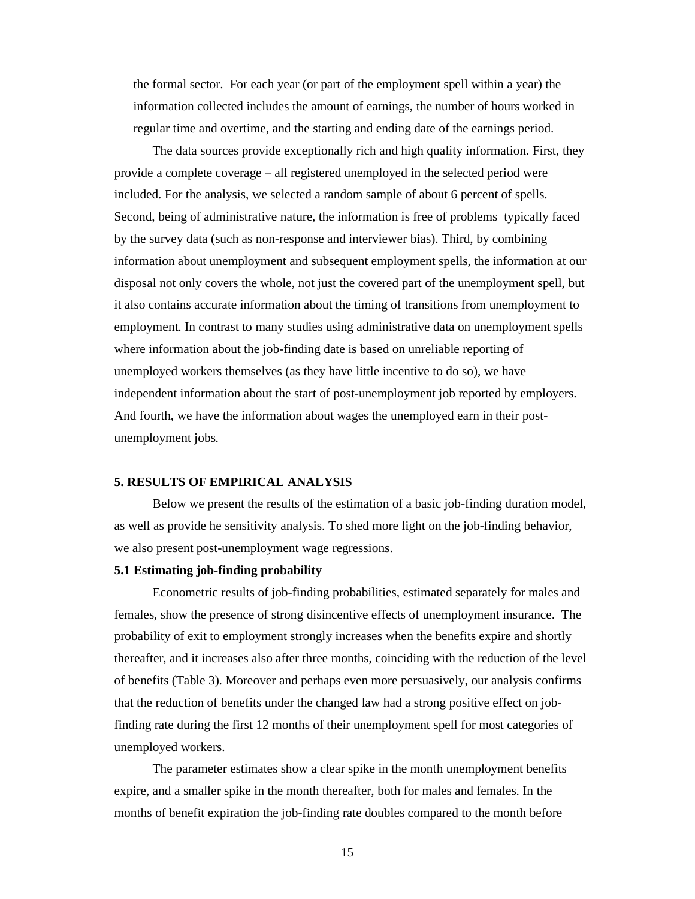the formal sector. For each year (or part of the employment spell within a year) the information collected includes the amount of earnings, the number of hours worked in regular time and overtime, and the starting and ending date of the earnings period.

The data sources provide exceptionally rich and high quality information. First, they provide a complete coverage – all registered unemployed in the selected period were included. For the analysis, we selected a random sample of about 6 percent of spells. Second, being of administrative nature, the information is free of problems typically faced by the survey data (such as non-response and interviewer bias). Third, by combining information about unemployment and subsequent employment spells, the information at our disposal not only covers the whole, not just the covered part of the unemployment spell, but it also contains accurate information about the timing of transitions from unemployment to employment. In contrast to many studies using administrative data on unemployment spells where information about the job-finding date is based on unreliable reporting of unemployed workers themselves (as they have little incentive to do so), we have independent information about the start of post-unemployment job reported by employers. And fourth, we have the information about wages the unemployed earn in their post-unemployment jobs.

## 5. RESULTS OF EMPIRICAL ANALYSIS

Below we present the results of the estimation of a basic job-finding duration model, as well as provide he sensitivity analysis. To shed more light on the job-finding behavior, we also present post-unemployment wage regressions.

### 5.1 Estimating job-finding probability

Econometric results of job-finding probabilities, estimated separately for males and females, show the presence of strong disincentive effects of unemployment insurance. The probability of exit to employment strongly increases when the benefits expire and shortly thereafter, and it increases also after three months, coinciding with the reduction of the level of benefits (Table 3). Moreover and perhaps even more persuasively, our analysis confirms that the reduction of benefits under the changed law had a strong positive effect on job-finding rate during the first 12 months of their unemployment spell for most categories of unemployed workers.

The parameter estimates show a clear spike in the month unemployment benefits expire, and a smaller spike in the month thereafter, both for males and females. In the months of benefit expiration the job-finding rate doubles compared to the month before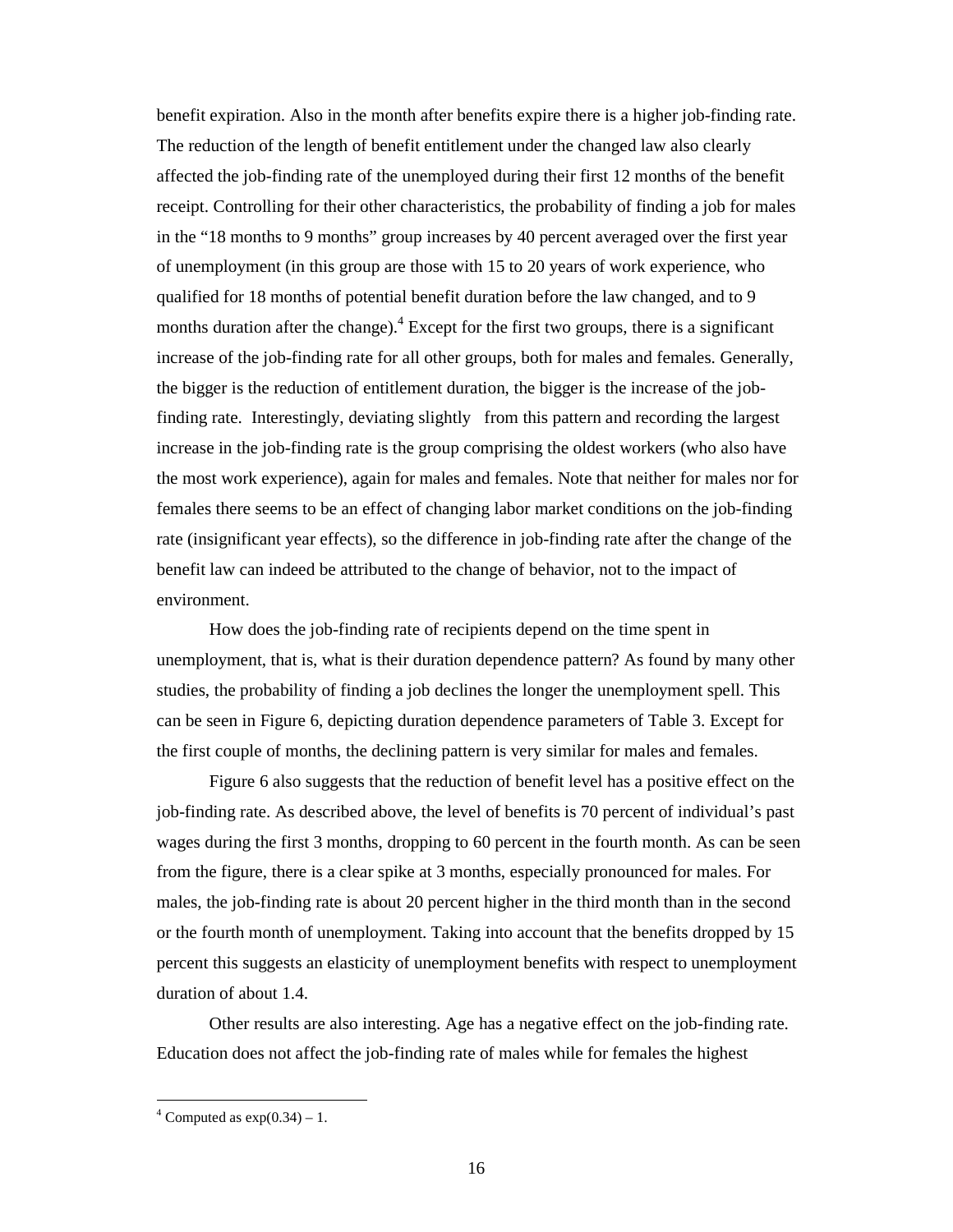benefit expiration. Also in the month after benefits expire there is a higher job-finding rate. The reduction of the length of benefit entitlement under the changed law also clearly affected the job-finding rate of the unemployed during their first 12 months of the benefit receipt. Controlling for their other characteristics, the probability of finding a job for males in the “18 months to 9 months” group increases by 40 percent averaged over the first year of unemployment (in this group are those with 15 to 20 years of work experience, who qualified for 18 months of potential benefit duration before the law changed, and to 9 months duration after the change).[4] Except for the first two groups, there is a significant increase of the job-finding rate for all other groups, both for males and females. Generally, the bigger is the reduction of entitlement duration, the bigger is the increase of the job-finding rate. Interestingly, deviating slightly from this pattern and recording the largest increase in the job-finding rate is the group comprising the oldest workers (who also have the most work experience), again for males and females. Note that neither for males nor for females there seems to be an effect of changing labor market conditions on the job-finding rate (insignificant year effects), so the difference in job-finding rate after the change of the benefit law can indeed be attributed to the change of behavior, not to the impact of environment.

How does the job-finding rate of recipients depend on the time spent in unemployment, that is, what is their duration dependence pattern? As found by many other studies, the probability of finding a job declines the longer the unemployment spell. This can be seen in Figure 6, depicting duration dependence parameters of Table 3. Except for the first couple of months, the declining pattern is very similar for males and females.

Figure 6 also suggests that the reduction of benefit level has a positive effect on the job-finding rate. As described above, the level of benefits is 70 percent of individual’s past wages during the first 3 months, dropping to 60 percent in the fourth month. As can be seen from the figure, there is a clear spike at 3 months, especially pronounced for males. For males, the job-finding rate is about 20 percent higher in the third month than in the second or the fourth month of unemployment. Taking into account that the benefits dropped by 15 percent this suggests an elasticity of unemployment benefits with respect to unemployment duration of about 1.4.

Other results are also interesting. Age has a negative effect on the job-finding rate. Education does not affect the job-finding rate of males while for females the highest

[4] Computed as $\exp(0.34) - 1$.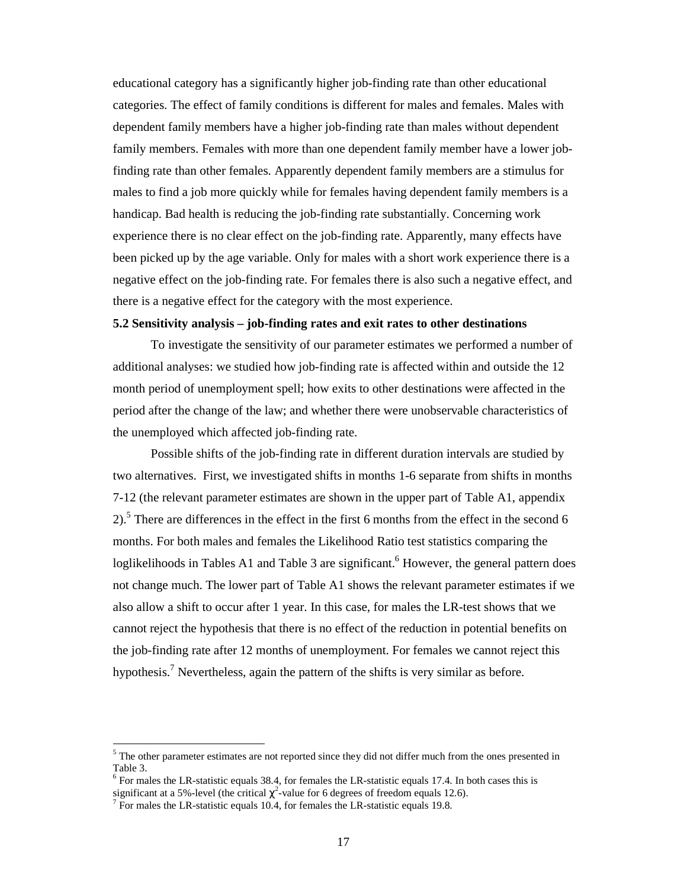educational category has a significantly higher job-finding rate than other educational categories. The effect of family conditions is different for males and females. Males with dependent family members have a higher job-finding rate than males without dependent family members. Females with more than one dependent family member have a lower job-finding rate than other females. Apparently dependent family members are a stimulus for males to find a job more quickly while for females having dependent family members is a handicap. Bad health is reducing the job-finding rate substantially. Concerning work experience there is no clear effect on the job-finding rate. Apparently, many effects have been picked up by the age variable. Only for males with a short work experience there is a negative effect on the job-finding rate. For females there is also such a negative effect, and there is a negative effect for the category with the most experience.

**5.2 Sensitivity analysis – job-finding rates and exit rates to other destinations**

To investigate the sensitivity of our parameter estimates we performed a number of additional analyses: we studied how job-finding rate is affected within and outside the 12 month period of unemployment spell; how exits to other destinations were affected in the period after the change of the law; and whether there were unobservable characteristics of the unemployed which affected job-finding rate.

Possible shifts of the job-finding rate in different duration intervals are studied by two alternatives. First, we investigated shifts in months 1-6 separate from shifts in months 7-12 (the relevant parameter estimates are shown in the upper part of Table A1, appendix 2).[5] There are differences in the effect in the first 6 months from the effect in the second 6 months. For both males and females the Likelihood Ratio test statistics comparing the loglikelihoods in Tables A1 and Table 3 are significant.[6] However, the general pattern does not change much. The lower part of Table A1 shows the relevant parameter estimates if we also allow a shift to occur after 1 year. In this case, for males the LR-test shows that we cannot reject the hypothesis that there is no effect of the reduction in potential benefits on the job-finding rate after 12 months of unemployment. For females we cannot reject this hypothesis.[7] Nevertheless, again the pattern of the shifts is very similar as before.

---

[5] The other parameter estimates are not reported since they did not differ much from the ones presented in Table 3.

[6] For males the LR-statistic equals 38.4, for females the LR-statistic equals 17.4. In both cases this is significant at a 5%-level (the critical $\chi^2$-value for 6 degrees of freedom equals 12.6).

[7] For males the LR-statistic equals 10.4, for females the LR-statistic equals 19.8.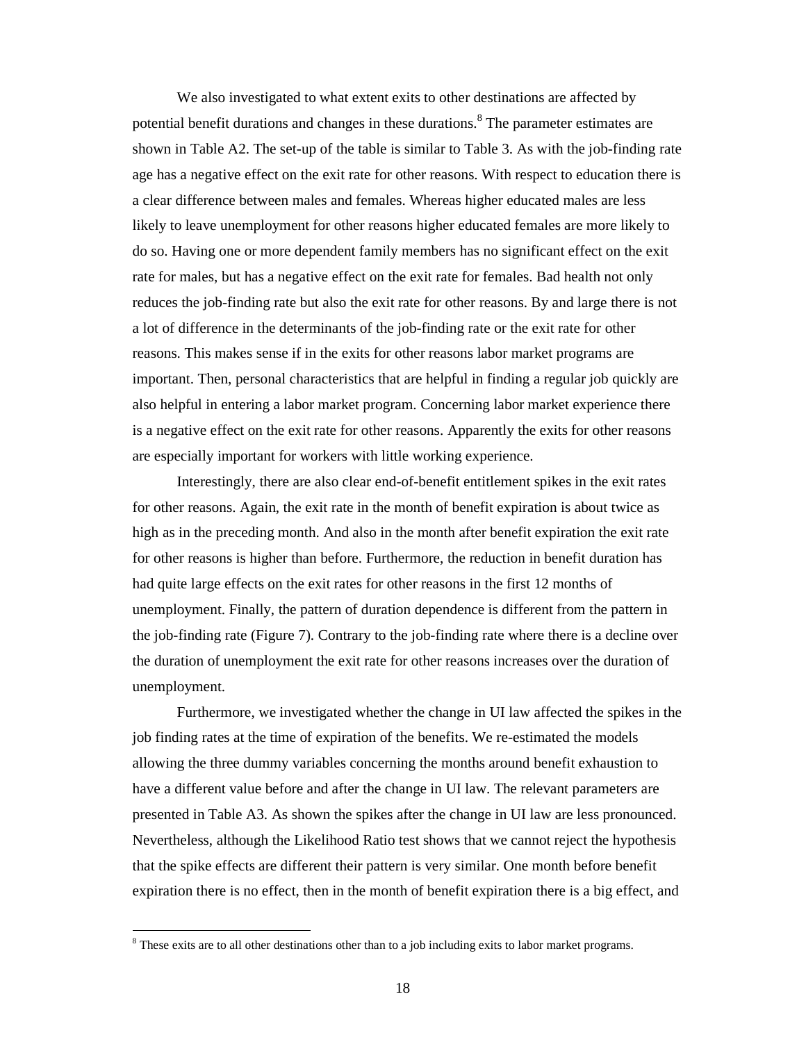We also investigated to what extent exits to other destinations are affected by potential benefit durations and changes in these durations.[8] The parameter estimates are shown in Table A2. The set-up of the table is similar to Table 3. As with the job-finding rate age has a negative effect on the exit rate for other reasons. With respect to education there is a clear difference between males and females. Whereas higher educated males are less likely to leave unemployment for other reasons higher educated females are more likely to do so. Having one or more dependent family members has no significant effect on the exit rate for males, but has a negative effect on the exit rate for females. Bad health not only reduces the job-finding rate but also the exit rate for other reasons. By and large there is not a lot of difference in the determinants of the job-finding rate or the exit rate for other reasons. This makes sense if in the exits for other reasons labor market programs are important. Then, personal characteristics that are helpful in finding a regular job quickly are also helpful in entering a labor market program. Concerning labor market experience there is a negative effect on the exit rate for other reasons. Apparently the exits for other reasons are especially important for workers with little working experience.

Interestingly, there are also clear end-of-benefit entitlement spikes in the exit rates for other reasons. Again, the exit rate in the month of benefit expiration is about twice as high as in the preceding month. And also in the month after benefit expiration the exit rate for other reasons is higher than before. Furthermore, the reduction in benefit duration has had quite large effects on the exit rates for other reasons in the first 12 months of unemployment. Finally, the pattern of duration dependence is different from the pattern in the job-finding rate (Figure 7). Contrary to the job-finding rate where there is a decline over the duration of unemployment the exit rate for other reasons increases over the duration of unemployment.

Furthermore, we investigated whether the change in UI law affected the spikes in the job finding rates at the time of expiration of the benefits. We re-estimated the models allowing the three dummy variables concerning the months around benefit exhaustion to have a different value before and after the change in UI law. The relevant parameters are presented in Table A3. As shown the spikes after the change in UI law are less pronounced. Nevertheless, although the Likelihood Ratio test shows that we cannot reject the hypothesis that the spike effects are different their pattern is very similar. One month before benefit expiration there is no effect, then in the month of benefit expiration there is a big effect, and

[8] These exits are to all other destinations other than to a job including exits to labor market programs.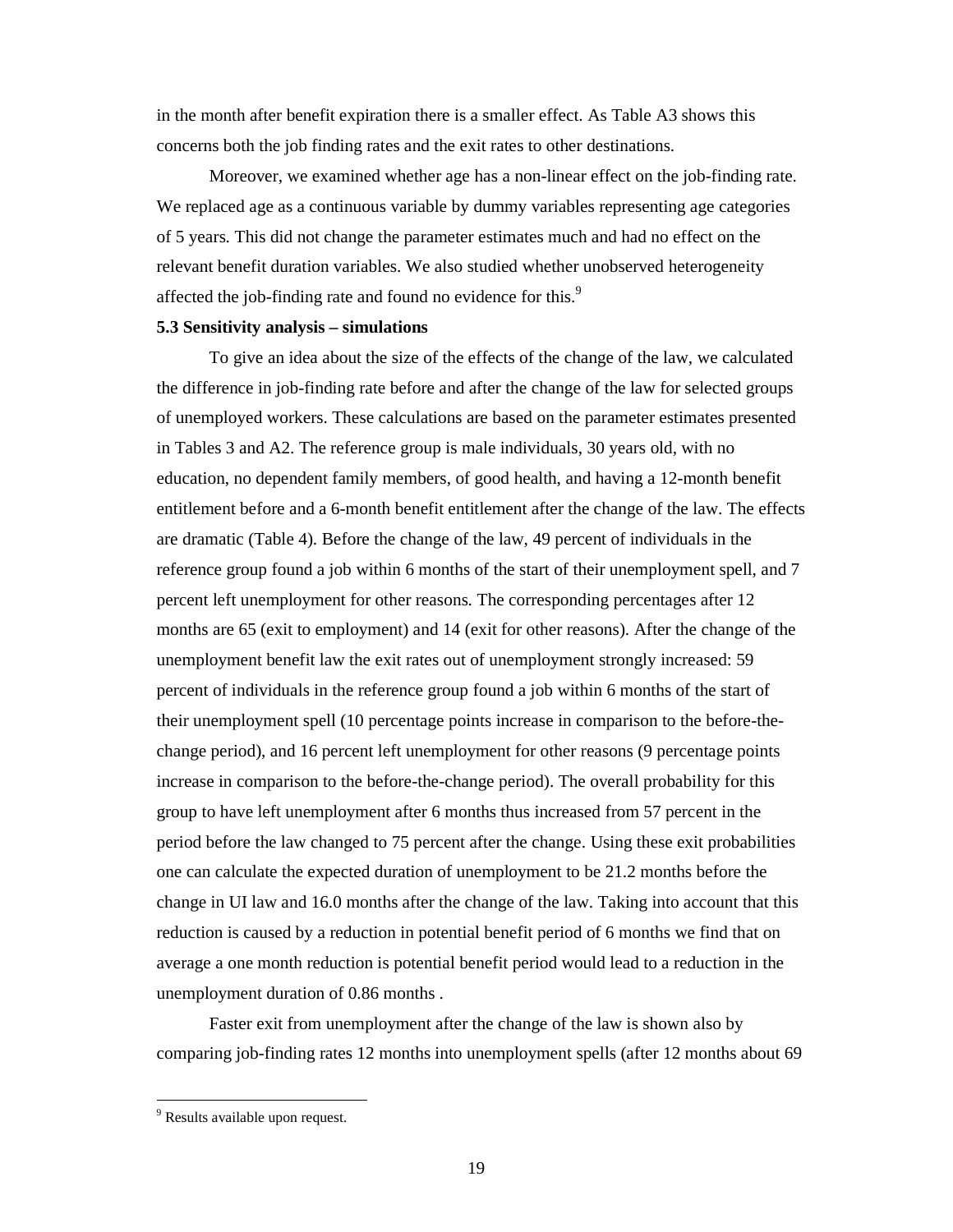in the month after benefit expiration there is a smaller effect. As Table A3 shows this concerns both the job finding rates and the exit rates to other destinations.

Moreover, we examined whether age has a non-linear effect on the job-finding rate. We replaced age as a continuous variable by dummy variables representing age categories of 5 years. This did not change the parameter estimates much and had no effect on the relevant benefit duration variables. We also studied whether unobserved heterogeneity affected the job-finding rate and found no evidence for this.[9]

**5.3 Sensitivity analysis – simulations**

To give an idea about the size of the effects of the change of the law, we calculated the difference in job-finding rate before and after the change of the law for selected groups of unemployed workers. These calculations are based on the parameter estimates presented in Tables 3 and A2. The reference group is male individuals, 30 years old, with no education, no dependent family members, of good health, and having a 12-month benefit entitlement before and a 6-month benefit entitlement after the change of the law. The effects are dramatic (Table 4). Before the change of the law, 49 percent of individuals in the reference group found a job within 6 months of the start of their unemployment spell, and 7 percent left unemployment for other reasons. The corresponding percentages after 12 months are 65 (exit to employment) and 14 (exit for other reasons). After the change of the unemployment benefit law the exit rates out of unemployment strongly increased: 59 percent of individuals in the reference group found a job within 6 months of the start of their unemployment spell (10 percentage points increase in comparison to the before-the-change period), and 16 percent left unemployment for other reasons (9 percentage points increase in comparison to the before-the-change period). The overall probability for this group to have left unemployment after 6 months thus increased from 57 percent in the period before the law changed to 75 percent after the change. Using these exit probabilities one can calculate the expected duration of unemployment to be 21.2 months before the change in UI law and 16.0 months after the change of the law. Taking into account that this reduction is caused by a reduction in potential benefit period of 6 months we find that on average a one month reduction is potential benefit period would lead to a reduction in the unemployment duration of 0.86 months .

Faster exit from unemployment after the change of the law is shown also by comparing job-finding rates 12 months into unemployment spells (after 12 months about 69

[9] Results available upon request.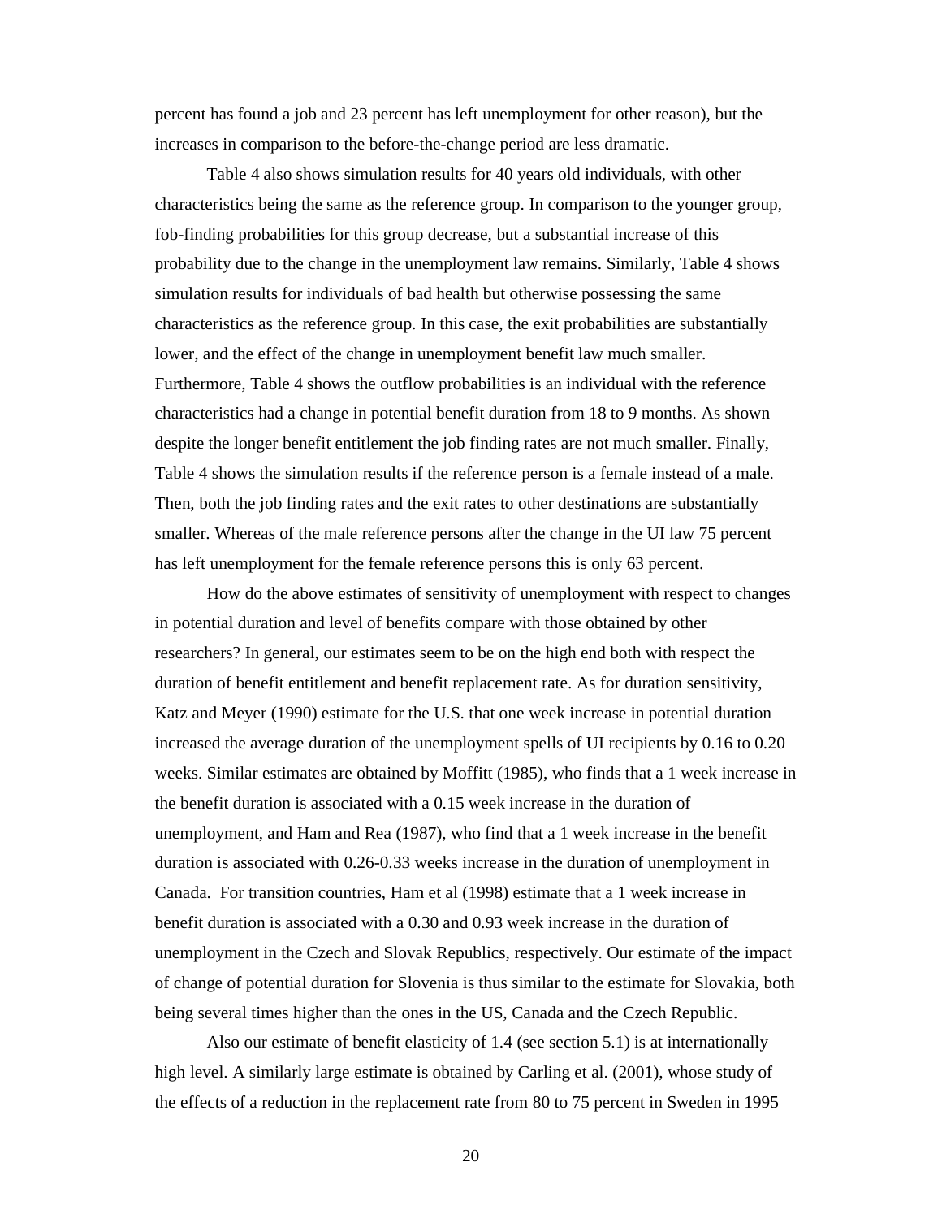percent has found a job and 23 percent has left unemployment for other reason), but the increases in comparison to the before-the-change period are less dramatic.

Table 4 also shows simulation results for 40 years old individuals, with other characteristics being the same as the reference group. In comparison to the younger group, fob-finding probabilities for this group decrease, but a substantial increase of this probability due to the change in the unemployment law remains. Similarly, Table 4 shows simulation results for individuals of bad health but otherwise possessing the same characteristics as the reference group. In this case, the exit probabilities are substantially lower, and the effect of the change in unemployment benefit law much smaller. Furthermore, Table 4 shows the outflow probabilities is an individual with the reference characteristics had a change in potential benefit duration from 18 to 9 months. As shown despite the longer benefit entitlement the job finding rates are not much smaller. Finally, Table 4 shows the simulation results if the reference person is a female instead of a male. Then, both the job finding rates and the exit rates to other destinations are substantially smaller. Whereas of the male reference persons after the change in the UI law 75 percent has left unemployment for the female reference persons this is only 63 percent.

How do the above estimates of sensitivity of unemployment with respect to changes in potential duration and level of benefits compare with those obtained by other researchers? In general, our estimates seem to be on the high end both with respect the duration of benefit entitlement and benefit replacement rate. As for duration sensitivity, Katz and Meyer (1990) estimate for the U.S. that one week increase in potential duration increased the average duration of the unemployment spells of UI recipients by 0.16 to 0.20 weeks. Similar estimates are obtained by Moffitt (1985), who finds that a 1 week increase in the benefit duration is associated with a 0.15 week increase in the duration of unemployment, and Ham and Rea (1987), who find that a 1 week increase in the benefit duration is associated with 0.26-0.33 weeks increase in the duration of unemployment in Canada. For transition countries, Ham et al (1998) estimate that a 1 week increase in benefit duration is associated with a 0.30 and 0.93 week increase in the duration of unemployment in the Czech and Slovak Republics, respectively. Our estimate of the impact of change of potential duration for Slovenia is thus similar to the estimate for Slovakia, both being several times higher than the ones in the US, Canada and the Czech Republic.

Also our estimate of benefit elasticity of 1.4 (see section 5.1) is at internationally high level. A similarly large estimate is obtained by Carling et al. (2001), whose study of the effects of a reduction in the replacement rate from 80 to 75 percent in Sweden in 1995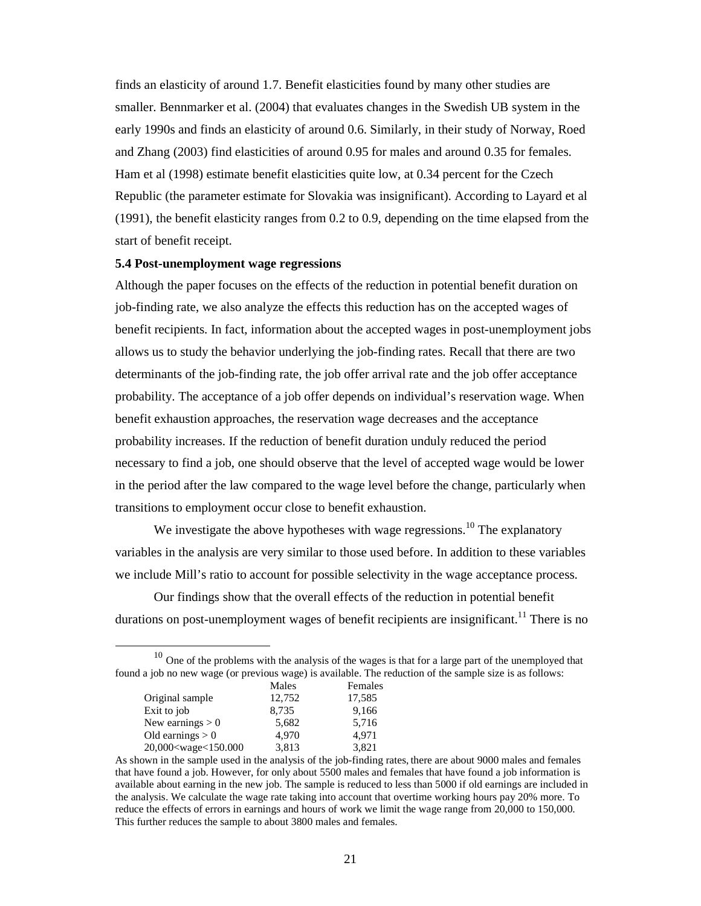finds an elasticity of around 1.7. Benefit elasticities found by many other studies are smaller. Bennmarker et al. (2004) that evaluates changes in the Swedish UB system in the early 1990s and finds an elasticity of around 0.6. Similarly, in their study of Norway, Roed and Zhang (2003) find elasticities of around 0.95 for males and around 0.35 for females. Ham et al (1998) estimate benefit elasticities quite low, at 0.34 percent for the Czech Republic (the parameter estimate for Slovakia was insignificant). According to Layard et al (1991), the benefit elasticity ranges from 0.2 to 0.9, depending on the time elapsed from the start of benefit receipt.

### 5.4 Post-unemployment wage regressions

Although the paper focuses on the effects of the reduction in potential benefit duration on job-finding rate, we also analyze the effects this reduction has on the accepted wages of benefit recipients. In fact, information about the accepted wages in post-unemployment jobs allows us to study the behavior underlying the job-finding rates. Recall that there are two determinants of the job-finding rate, the job offer arrival rate and the job offer acceptance probability. The acceptance of a job offer depends on individual's reservation wage. When benefit exhaustion approaches, the reservation wage decreases and the acceptance probability increases. If the reduction of benefit duration unduly reduced the period necessary to find a job, one should observe that the level of accepted wage would be lower in the period after the law compared to the wage level before the change, particularly when transitions to employment occur close to benefit exhaustion.

We investigate the above hypotheses with wage regressions.[10] The explanatory variables in the analysis are very similar to those used before. In addition to these variables we include Mill's ratio to account for possible selectivity in the wage acceptance process.

Our findings show that the overall effects of the reduction in potential benefit durations on post-unemployment wages of benefit recipients are insignificant.[11] There is no

---

[10] One of the problems with the analysis of the wages is that for a large part of the unemployed that found a job no new wage (or previous wage) is available. The reduction of the sample size is as follows:

| | Males | Females |
|---|---|---|
| Original sample | 12,752 | 17,585 |
| Exit to job | 8,735 | 9,166 |
| New earnings > 0 | 5,682 | 5,716 |
| Old earnings > 0 | 4,970 | 4,971 |
| 20,000<wage<150.000 | 3,813 | 3,821 |

As shown in the sample used in the analysis of the job-finding rates, there are about 9000 males and females that have found a job. However, for only about 5500 males and females that have found a job information is available about earning in the new job. The sample is reduced to less than 5000 if old earnings are included in the analysis. We calculate the wage rate taking into account that overtime working hours pay 20% more. To reduce the effects of errors in earnings and hours of work we limit the wage range from 20,000 to 150,000. This further reduces the sample to about 3800 males and females.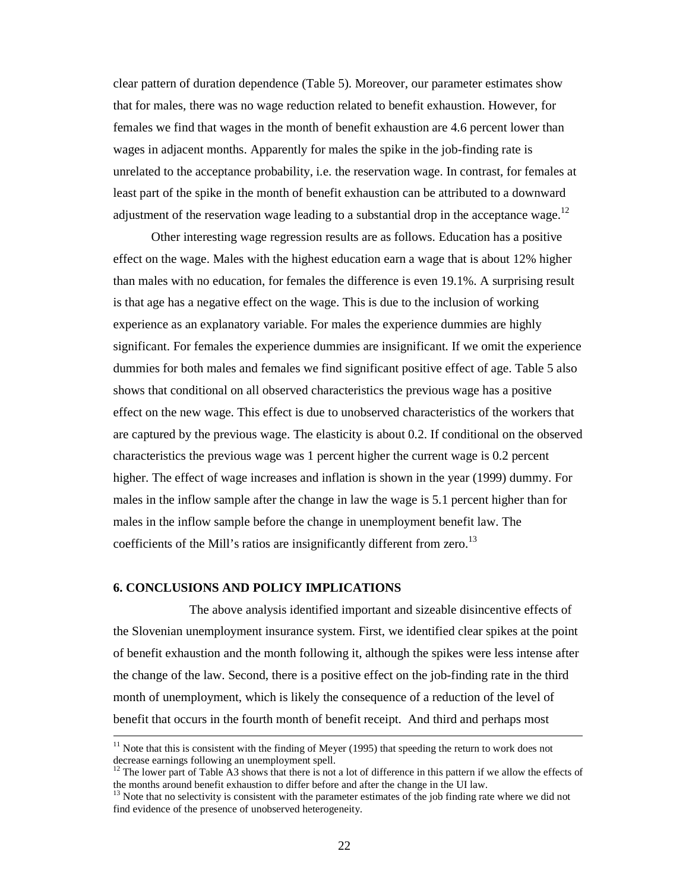clear pattern of duration dependence (Table 5). Moreover, our parameter estimates show that for males, there was no wage reduction related to benefit exhaustion. However, for females we find that wages in the month of benefit exhaustion are 4.6 percent lower than wages in adjacent months. Apparently for males the spike in the job-finding rate is unrelated to the acceptance probability, i.e. the reservation wage. In contrast, for females at least part of the spike in the month of benefit exhaustion can be attributed to a downward adjustment of the reservation wage leading to a substantial drop in the acceptance wage.[12]

Other interesting wage regression results are as follows. Education has a positive effect on the wage. Males with the highest education earn a wage that is about 12% higher than males with no education, for females the difference is even 19.1%. A surprising result is that age has a negative effect on the wage. This is due to the inclusion of working experience as an explanatory variable. For males the experience dummies are highly significant. For females the experience dummies are insignificant. If we omit the experience dummies for both males and females we find significant positive effect of age. Table 5 also shows that conditional on all observed characteristics the previous wage has a positive effect on the new wage. This effect is due to unobserved characteristics of the workers that are captured by the previous wage. The elasticity is about 0.2. If conditional on the observed characteristics the previous wage was 1 percent higher the current wage is 0.2 percent higher. The effect of wage increases and inflation is shown in the year (1999) dummy. For males in the inflow sample after the change in law the wage is 5.1 percent higher than for males in the inflow sample before the change in unemployment benefit law. The coefficients of the Mill's ratios are insignificantly different from zero.[13]

## 6. CONCLUSIONS AND POLICY IMPLICATIONS

The above analysis identified important and sizeable disincentive effects of the Slovenian unemployment insurance system. First, we identified clear spikes at the point of benefit exhaustion and the month following it, although the spikes were less intense after the change of the law. Second, there is a positive effect on the job-finding rate in the third month of unemployment, which is likely the consequence of a reduction of the level of benefit that occurs in the fourth month of benefit receipt. And third and perhaps most

---

[11] Note that this is consistent with the finding of Meyer (1995) that speeding the return to work does not decrease earnings following an unemployment spell.

[12] The lower part of Table A3 shows that there is not a lot of difference in this pattern if we allow the effects of the months around benefit exhaustion to differ before and after the change in the UI law.

[13] Note that no selectivity is consistent with the parameter estimates of the job finding rate where we did not find evidence of the presence of unobserved heterogeneity.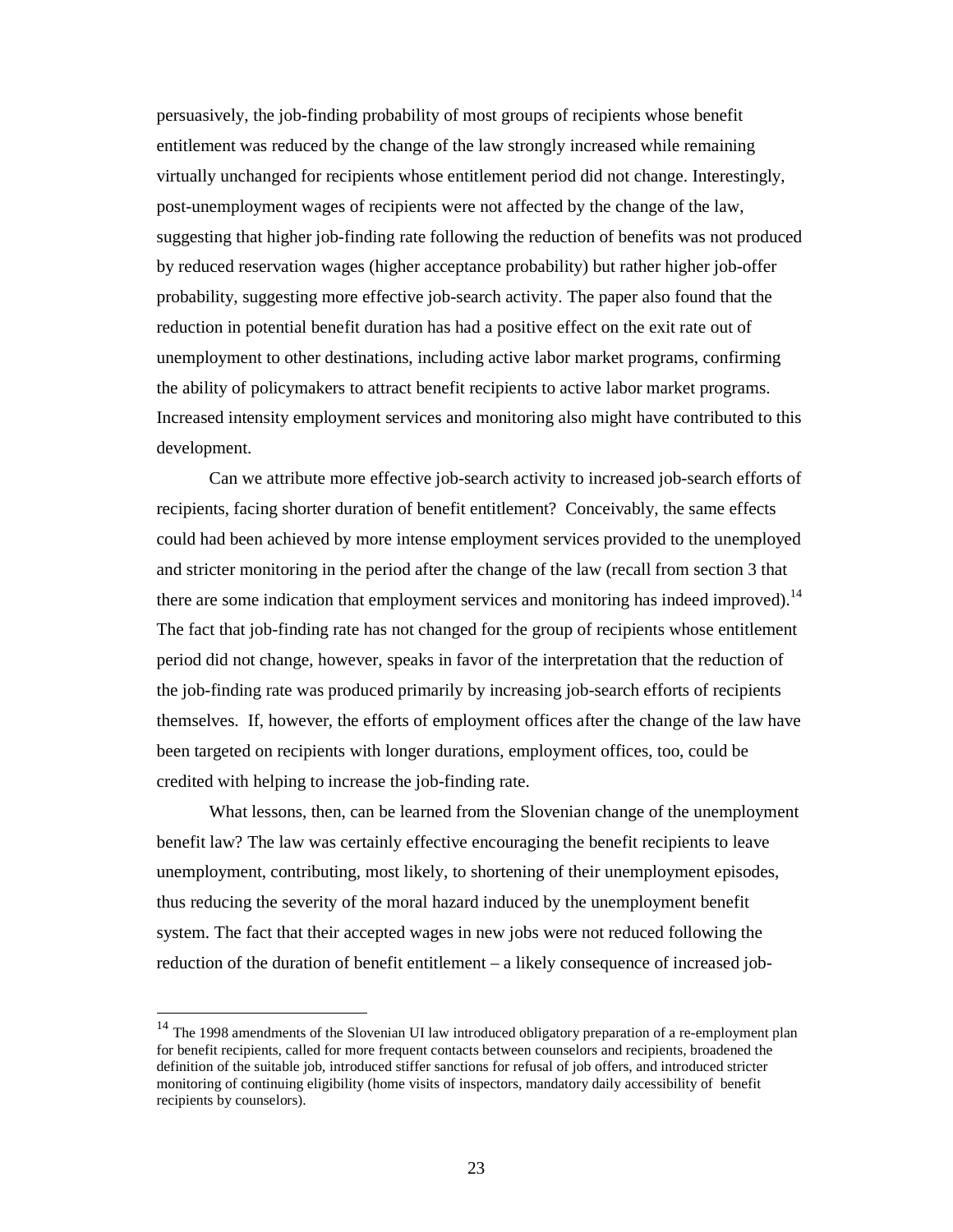persuasively, the job-finding probability of most groups of recipients whose benefit entitlement was reduced by the change of the law strongly increased while remaining virtually unchanged for recipients whose entitlement period did not change. Interestingly, post-unemployment wages of recipients were not affected by the change of the law, suggesting that higher job-finding rate following the reduction of benefits was not produced by reduced reservation wages (higher acceptance probability) but rather higher job-offer probability, suggesting more effective job-search activity. The paper also found that the reduction in potential benefit duration has had a positive effect on the exit rate out of unemployment to other destinations, including active labor market programs, confirming the ability of policymakers to attract benefit recipients to active labor market programs. Increased intensity employment services and monitoring also might have contributed to this development.

Can we attribute more effective job-search activity to increased job-search efforts of recipients, facing shorter duration of benefit entitlement? Conceivably, the same effects could had been achieved by more intense employment services provided to the unemployed and stricter monitoring in the period after the change of the law (recall from section 3 that there are some indication that employment services and monitoring has indeed improved).[14] The fact that job-finding rate has not changed for the group of recipients whose entitlement period did not change, however, speaks in favor of the interpretation that the reduction of the job-finding rate was produced primarily by increasing job-search efforts of recipients themselves. If, however, the efforts of employment offices after the change of the law have been targeted on recipients with longer durations, employment offices, too, could be credited with helping to increase the job-finding rate.

What lessons, then, can be learned from the Slovenian change of the unemployment benefit law? The law was certainly effective encouraging the benefit recipients to leave unemployment, contributing, most likely, to shortening of their unemployment episodes, thus reducing the severity of the moral hazard induced by the unemployment benefit system. The fact that their accepted wages in new jobs were not reduced following the reduction of the duration of benefit entitlement – a likely consequence of increased job-

[14] The 1998 amendments of the Slovenian UI law introduced obligatory preparation of a re-employment plan for benefit recipients, called for more frequent contacts between counselors and recipients, broadened the definition of the suitable job, introduced stiffer sanctions for refusal of job offers, and introduced stricter monitoring of continuing eligibility (home visits of inspectors, mandatory daily accessibility of benefit recipients by counselors).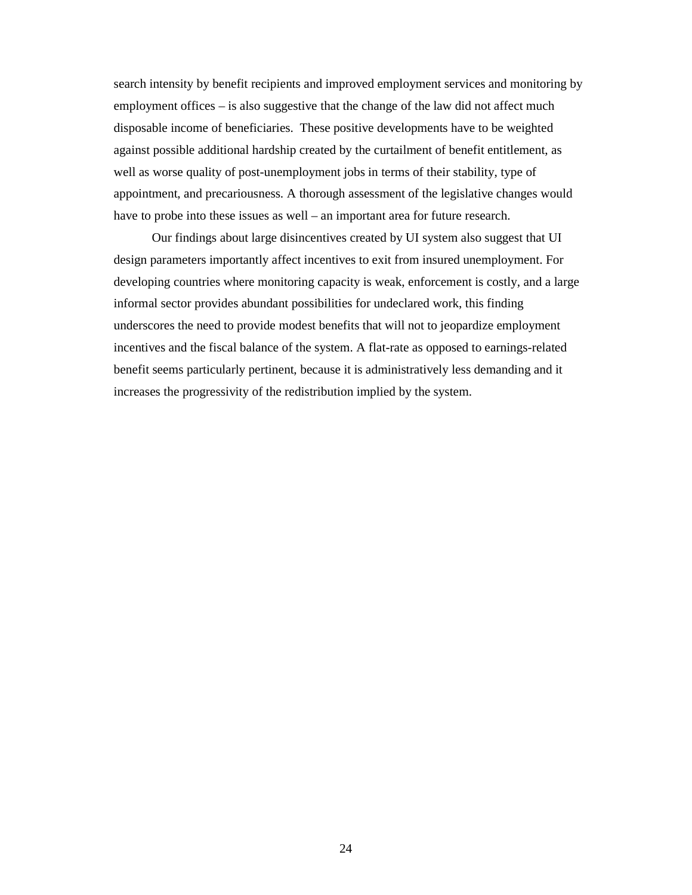search intensity by benefit recipients and improved employment services and monitoring by employment offices – is also suggestive that the change of the law did not affect much disposable income of beneficiaries. These positive developments have to be weighted against possible additional hardship created by the curtailment of benefit entitlement, as well as worse quality of post-unemployment jobs in terms of their stability, type of appointment, and precariousness. A thorough assessment of the legislative changes would have to probe into these issues as well – an important area for future research.

Our findings about large disincentives created by UI system also suggest that UI design parameters importantly affect incentives to exit from insured unemployment. For developing countries where monitoring capacity is weak, enforcement is costly, and a large informal sector provides abundant possibilities for undeclared work, this finding underscores the need to provide modest benefits that will not to jeopardize employment incentives and the fiscal balance of the system. A flat-rate as opposed to earnings-related benefit seems particularly pertinent, because it is administratively less demanding and it increases the progressivity of the redistribution implied by the system.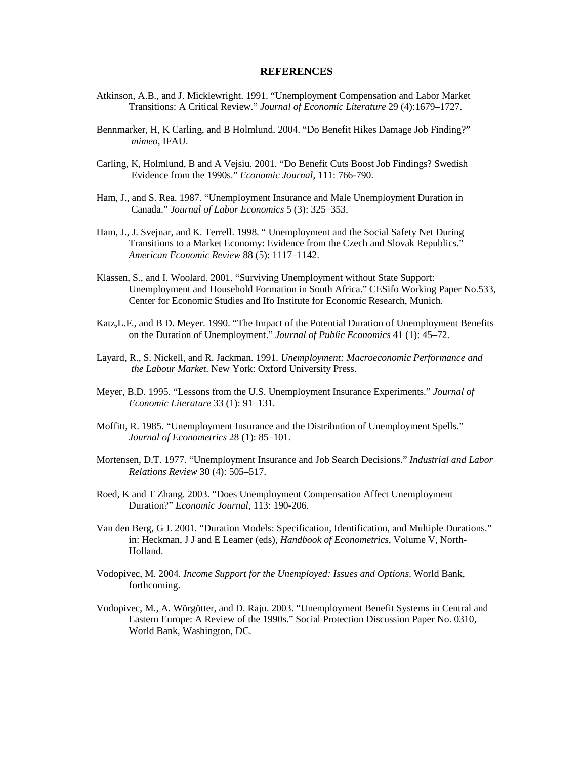## REFERENCES

Atkinson, A.B., and J. Micklewright. 1991. "Unemployment Compensation and Labor Market Transitions: A Critical Review." *Journal of Economic Literature* 29 (4):1679–1727.

Bennmarker, H, K Carling, and B Holmlund. 2004. "Do Benefit Hikes Damage Job Finding?" *mimeo*, IFAU.

Carling, K, Holmlund, B and A Vejsiu. 2001. "Do Benefit Cuts Boost Job Findings? Swedish Evidence from the 1990s." *Economic Journal*, 111: 766-790.

Ham, J., and S. Rea. 1987. "Unemployment Insurance and Male Unemployment Duration in Canada." *Journal of Labor Economics* 5 (3): 325–353.

Ham, J., J. Svejnar, and K. Terrell. 1998. " Unemployment and the Social Safety Net During Transitions to a Market Economy: Evidence from the Czech and Slovak Republics." *American Economic Review* 88 (5): 1117–1142.

Klassen, S., and I. Woolard. 2001. "Surviving Unemployment without State Support: Unemployment and Household Formation in South Africa." CESifo Working Paper No.533, Center for Economic Studies and Ifo Institute for Economic Research, Munich.

Katz,L.F., and B D. Meyer. 1990. "The Impact of the Potential Duration of Unemployment Benefits on the Duration of Unemployment." *Journal of Public Economics* 41 (1): 45–72.

Layard, R., S. Nickell, and R. Jackman. 1991. *Unemployment: Macroeconomic Performance and the Labour Market*. New York: Oxford University Press.

Meyer, B.D. 1995. "Lessons from the U.S. Unemployment Insurance Experiments." *Journal of Economic Literature* 33 (1): 91–131.

Moffitt, R. 1985. "Unemployment Insurance and the Distribution of Unemployment Spells." *Journal of Econometrics* 28 (1): 85–101.

Mortensen, D.T. 1977. "Unemployment Insurance and Job Search Decisions." *Industrial and Labor Relations Review* 30 (4): 505–517.

Roed, K and T Zhang. 2003. "Does Unemployment Compensation Affect Unemployment Duration?" *Economic Journal*, 113: 190-206.

Van den Berg, G J. 2001. "Duration Models: Specification, Identification, and Multiple Durations." in: Heckman, J J and E Leamer (eds), *Handbook of Econometrics*, Volume V, North-Holland.

Vodopivec, M. 2004. *Income Support for the Unemployed: Issues and Options*. World Bank, forthcoming.

Vodopivec, M., A. Wörgötter, and D. Raju. 2003. "Unemployment Benefit Systems in Central and Eastern Europe: A Review of the 1990s." Social Protection Discussion Paper No. 0310, World Bank, Washington, DC.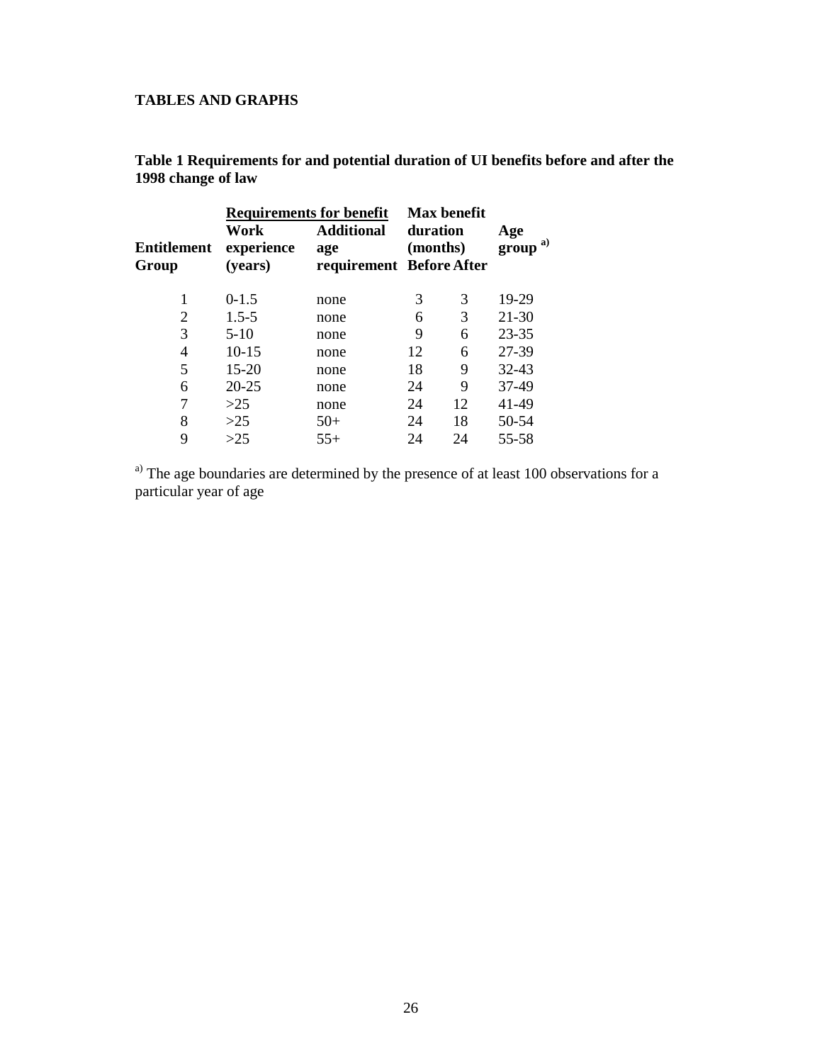**TABLES AND GRAPHS**

**Table 1 Requirements for and potential duration of UI benefits before and after the 1998 change of law**

| | Requirements for benefit | | Max benefit duration (months) | | |
|---|---|---|---|---|---|
| **Entitlement Group** | **Work experience (years)** | **Additional age requirement** | **Before** | **After** | **Age group** [a)] |
| 1 | 0-1.5 | none | 3 | 3 | 19-29 |
| 2 | 1.5-5 | none | 6 | 3 | 21-30 |
| 3 | 5-10 | none | 9 | 6 | 23-35 |
| 4 | 10-15 | none | 12 | 6 | 27-39 |
| 5 | 15-20 | none | 18 | 9 | 32-43 |
| 6 | 20-25 | none | 24 | 9 | 37-49 |
| 7 | >25 | none | 24 | 12 | 41-49 |
| 8 | >25 | 50+ | 24 | 18 | 50-54 |
| 9 | >25 | 55+ | 24 | 24 | 55-58 |

[a)] The age boundaries are determined by the presence of at least 100 observations for a particular year of age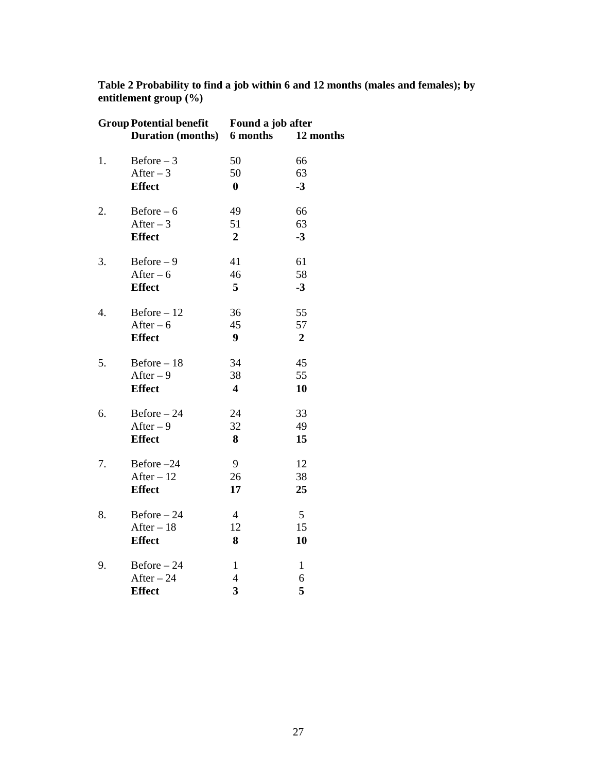**Table 2 Probability to find a job within 6 and 12 months (males and females); by entitlement group (%)**

| Group | Potential benefit Duration (months) | Found a job after 6 months | 12 months |
|---|---|---|---|
| 1. | Before – 3 | 50 | 66 |
| | After – 3 | 50 | 63 |
| | **Effect** | **0** | **-3** |
| 2. | Before – 6 | 49 | 66 |
| | After – 3 | 51 | 63 |
| | **Effect** | **2** | **-3** |
| 3. | Before – 9 | 41 | 61 |
| | After – 6 | 46 | 58 |
| | **Effect** | **5** | **-3** |
| 4. | Before – 12 | 36 | 55 |
| | After – 6 | 45 | 57 |
| | **Effect** | **9** | **2** |
| 5. | Before – 18 | 34 | 45 |
| | After – 9 | 38 | 55 |
| | **Effect** | **4** | **10** |
| 6. | Before – 24 | 24 | 33 |
| | After – 9 | 32 | 49 |
| | **Effect** | **8** | **15** |
| 7. | Before –24 | 9 | 12 |
| | After – 12 | 26 | 38 |
| | **Effect** | **17** | **25** |
| 8. | Before – 24 | 4 | 5 |
| | After – 18 | 12 | 15 |
| | **Effect** | **8** | **10** |
| 9. | Before – 24 | 1 | 1 |
| | After – 24 | 4 | 6 |
| | **Effect** | **3** | **5** |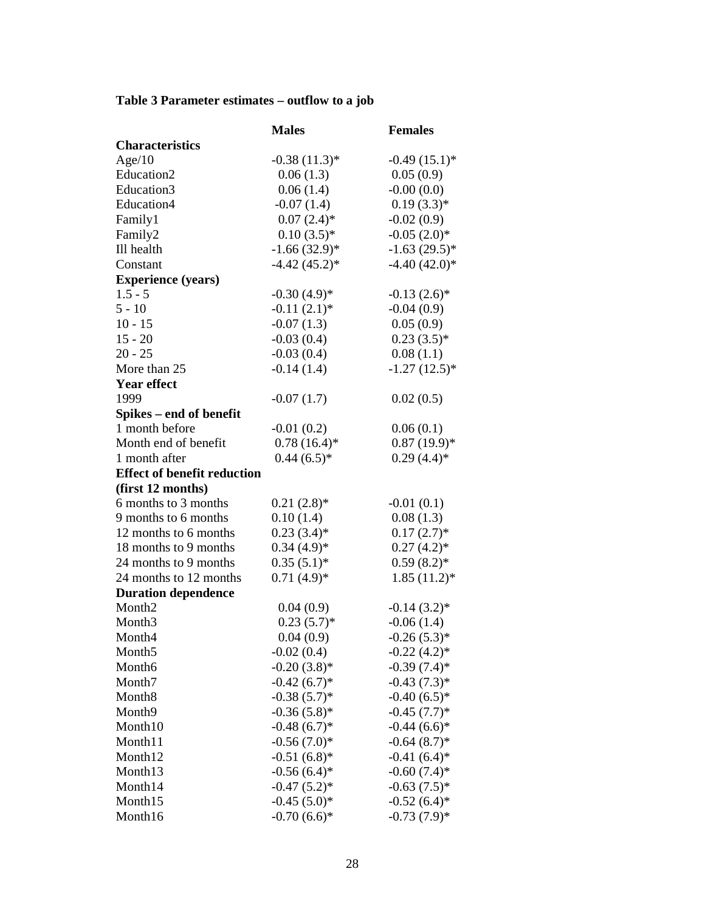**Table 3 Parameter estimates – outflow to a job**

| | Males | Females |
|---|---|---|
| **Characteristics** | | |
| Age/10 | -0.38 (11.3)* | -0.49 (15.1)* |
| Education2 | 0.06 (1.3) | 0.05 (0.9) |
| Education3 | 0.06 (1.4) | -0.00 (0.0) |
| Education4 | -0.07 (1.4) | 0.19 (3.3)* |
| Family1 | 0.07 (2.4)* | -0.02 (0.9) |
| Family2 | 0.10 (3.5)* | -0.05 (2.0)* |
| Ill health | -1.66 (32.9)* | -1.63 (29.5)* |
| Constant | -4.42 (45.2)* | -4.40 (42.0)* |
| **Experience (years)** | | |
| 1.5 - 5 | -0.30 (4.9)* | -0.13 (2.6)* |
| 5 - 10 | -0.11 (2.1)* | -0.04 (0.9) |
| 10 - 15 | -0.07 (1.3) | 0.05 (0.9) |
| 15 - 20 | -0.03 (0.4) | 0.23 (3.5)* |
| 20 - 25 | -0.03 (0.4) | 0.08 (1.1) |
| More than 25 | -0.14 (1.4) | -1.27 (12.5)* |
| **Year effect** | | |
| 1999 | -0.07 (1.7) | 0.02 (0.5) |
| **Spikes – end of benefit** | | |
| 1 month before | -0.01 (0.2) | 0.06 (0.1) |
| Month end of benefit | 0.78 (16.4)* | 0.87 (19.9)* |
| 1 month after | 0.44 (6.5)* | 0.29 (4.4)* |
| **Effect of benefit reduction (first 12 months)** | | |
| 6 months to 3 months | 0.21 (2.8)* | -0.01 (0.1) |
| 9 months to 6 months | 0.10 (1.4) | 0.08 (1.3) |
| 12 months to 6 months | 0.23 (3.4)* | 0.17 (2.7)* |
| 18 months to 9 months | 0.34 (4.9)* | 0.27 (4.2)* |
| 24 months to 9 months | 0.35 (5.1)* | 0.59 (8.2)* |
| 24 months to 12 months | 0.71 (4.9)* | 1.85 (11.2)* |
| **Duration dependence** | | |
| Month2 | 0.04 (0.9) | -0.14 (3.2)* |
| Month3 | 0.23 (5.7)* | -0.06 (1.4) |
| Month4 | 0.04 (0.9) | -0.26 (5.3)* |
| Month5 | -0.02 (0.4) | -0.22 (4.2)* |
| Month6 | -0.20 (3.8)* | -0.39 (7.4)* |
| Month7 | -0.42 (6.7)* | -0.43 (7.3)* |
| Month8 | -0.38 (5.7)* | -0.40 (6.5)* |
| Month9 | -0.36 (5.8)* | -0.45 (7.7)* |
| Month10 | -0.48 (6.7)* | -0.44 (6.6)* |
| Month11 | -0.56 (7.0)* | -0.64 (8.7)* |
| Month12 | -0.51 (6.8)* | -0.41 (6.4)* |
| Month13 | -0.56 (6.4)* | -0.60 (7.4)* |
| Month14 | -0.47 (5.2)* | -0.63 (7.5)* |
| Month15 | -0.45 (5.0)* | -0.52 (6.4)* |
| Month16 | -0.70 (6.6)* | -0.73 (7.9)* |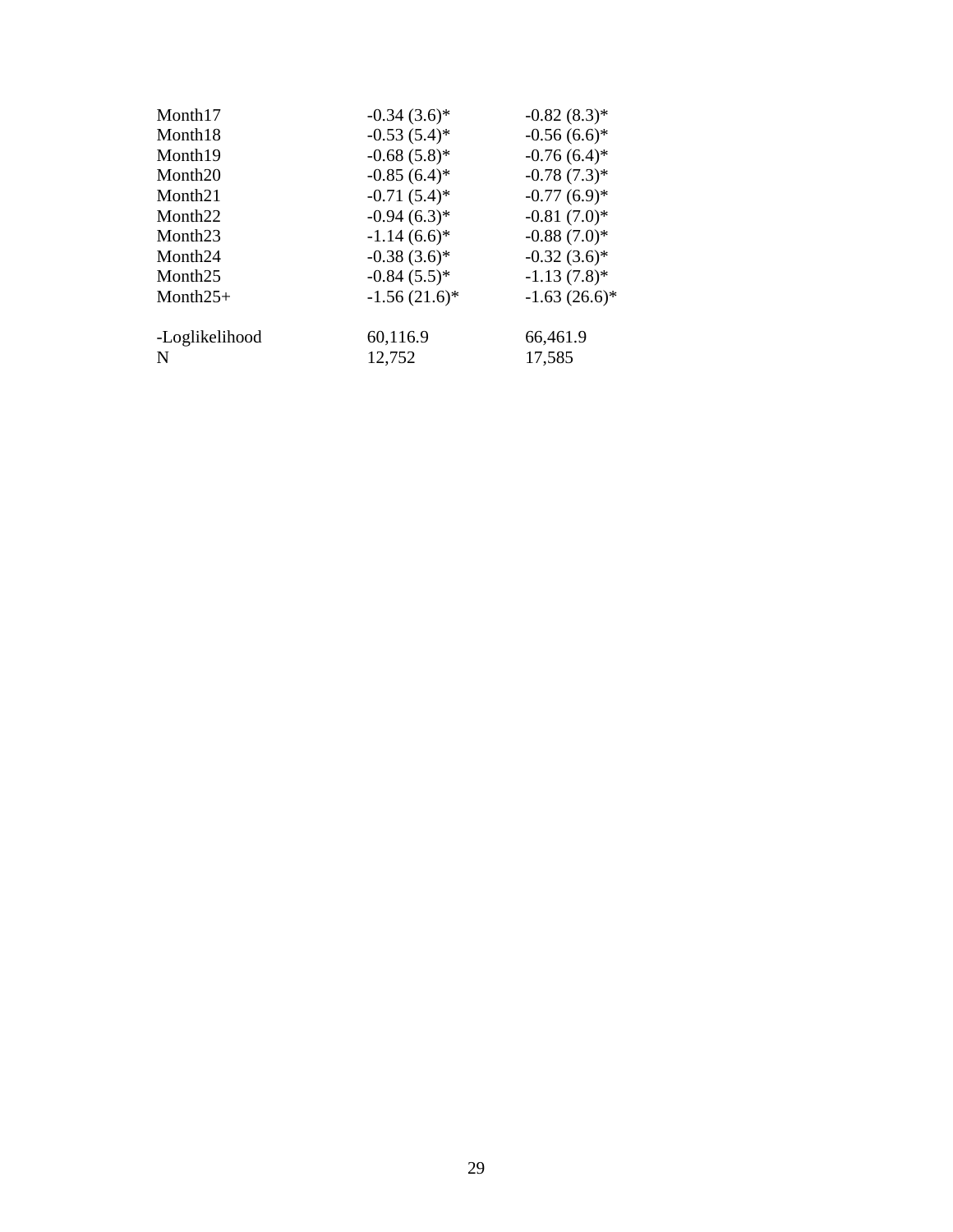| | | |
|---|---|---|
| Month17 | -0.34 (3.6)* | -0.82 (8.3)* |
| Month18 | -0.53 (5.4)* | -0.56 (6.6)* |
| Month19 | -0.68 (5.8)* | -0.76 (6.4)* |
| Month20 | -0.85 (6.4)* | -0.78 (7.3)* |
| Month21 | -0.71 (5.4)* | -0.77 (6.9)* |
| Month22 | -0.94 (6.3)* | -0.81 (7.0)* |
| Month23 | -1.14 (6.6)* | -0.88 (7.0)* |
| Month24 | -0.38 (3.6)* | -0.32 (3.6)* |
| Month25 | -0.84 (5.5)* | -1.13 (7.8)* |
| Month25+ | -1.56 (21.6)* | -1.63 (26.6)* |
| | | |
| -Loglikelihood | 60,116.9 | 66,461.9 |
| N | 12,752 | 17,585 |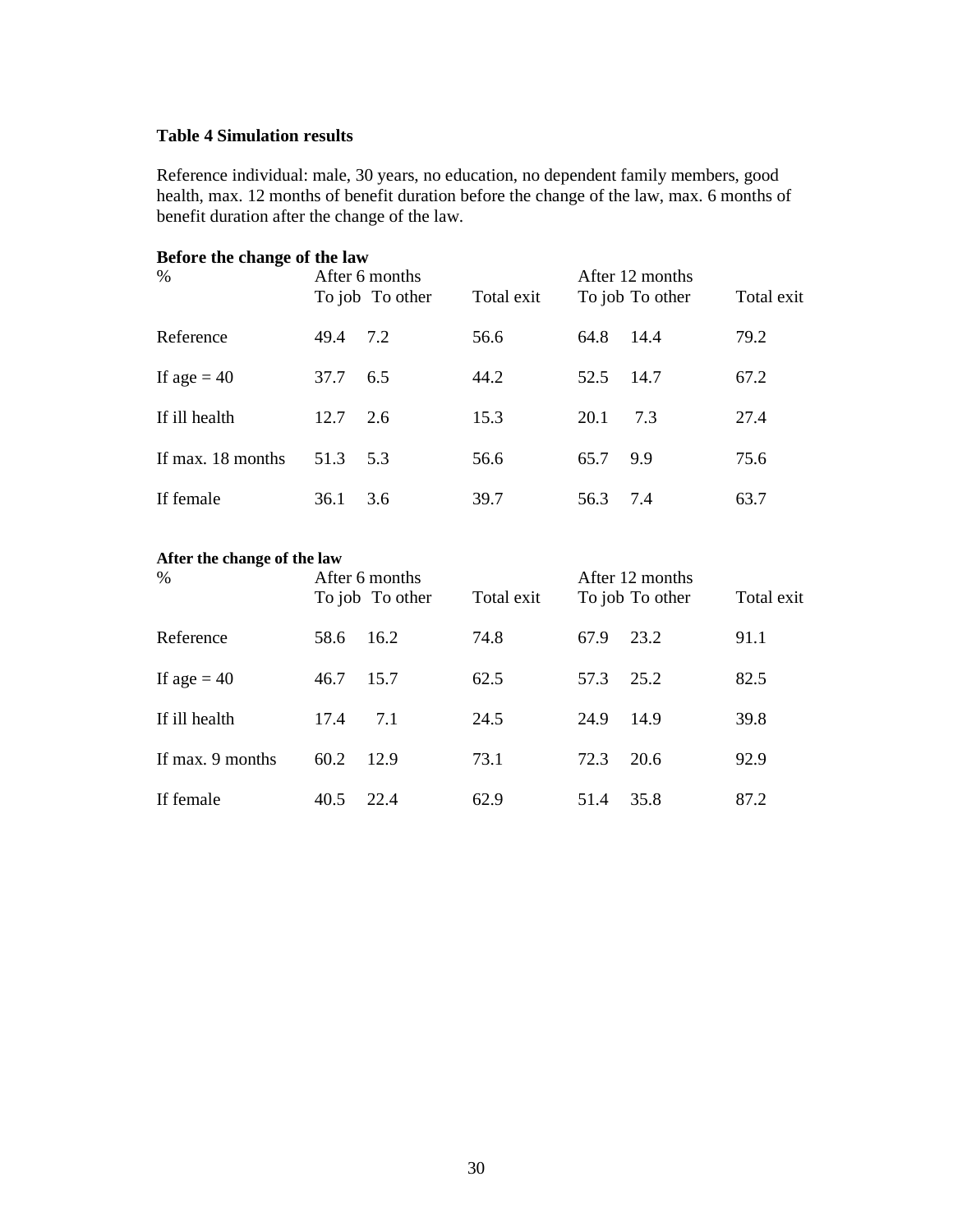**Table 4 Simulation results**

Reference individual: male, 30 years, no education, no dependent family members, good health, max. 12 months of benefit duration before the change of the law, max. 6 months of benefit duration after the change of the law.

**Before the change of the law**

| % | After 6 months | | | After 12 months | | |
|---|---|---|---|---|---|---|
| | To job | To other | Total exit | To job | To other | Total exit |
| Reference | 49.4 | 7.2 | 56.6 | 64.8 | 14.4 | 79.2 |
| If age = 40 | 37.7 | 6.5 | 44.2 | 52.5 | 14.7 | 67.2 |
| If ill health | 12.7 | 2.6 | 15.3 | 20.1 | 7.3 | 27.4 |
| If max. 18 months | 51.3 | 5.3 | 56.6 | 65.7 | 9.9 | 75.6 |
| If female | 36.1 | 3.6 | 39.7 | 56.3 | 7.4 | 63.7 |

**After the change of the law**

| % | After 6 months | | | After 12 months | | |
|---|---|---|---|---|---|---|
| | To job | To other | Total exit | To job | To other | Total exit |
| Reference | 58.6 | 16.2 | 74.8 | 67.9 | 23.2 | 91.1 |
| If age = 40 | 46.7 | 15.7 | 62.5 | 57.3 | 25.2 | 82.5 |
| If ill health | 17.4 | 7.1 | 24.5 | 24.9 | 14.9 | 39.8 |
| If max. 9 months | 60.2 | 12.9 | 73.1 | 72.3 | 20.6 | 92.9 |
| If female | 40.5 | 22.4 | 62.9 | 51.4 | 35.8 | 87.2 |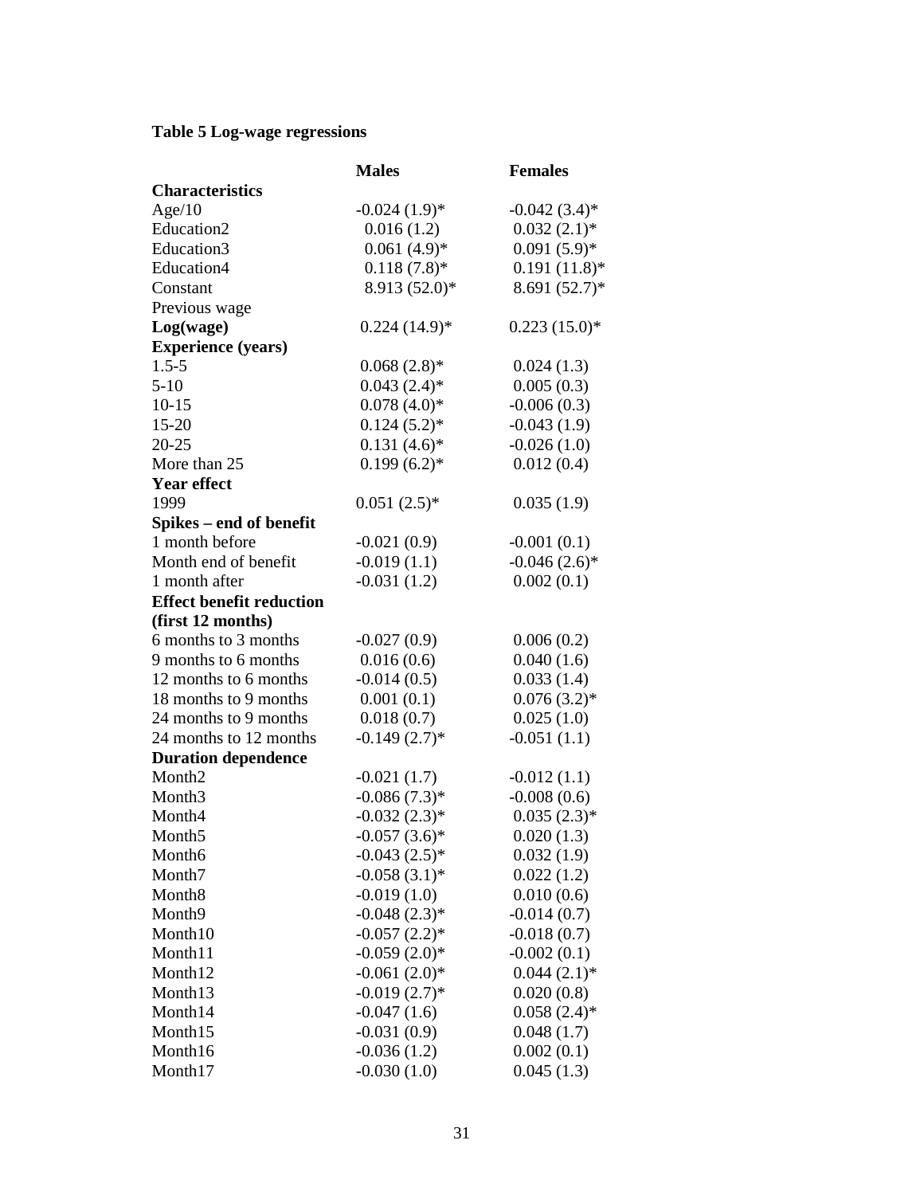**Table 5 Log-wage regressions**

| | **Males** | **Females** |
|---|---|---|
| **Characteristics** | | |
| Age/10 | -0.024 (1.9)* | -0.042 (3.4)* |
| Education2 | 0.016 (1.2) | 0.032 (2.1)* |
| Education3 | 0.061 (4.9)* | 0.091 (5.9)* |
| Education4 | 0.118 (7.8)* | 0.191 (11.8)* |
| Constant | 8.913 (52.0)* | 8.691 (52.7)* |
| Previous wage | | |
| **Log(wage)** | 0.224 (14.9)* | 0.223 (15.0)* |
| **Experience (years)** | | |
| 1.5-5 | 0.068 (2.8)* | 0.024 (1.3) |
| 5-10 | 0.043 (2.4)* | 0.005 (0.3) |
| 10-15 | 0.078 (4.0)* | -0.006 (0.3) |
| 15-20 | 0.124 (5.2)* | -0.043 (1.9) |
| 20-25 | 0.131 (4.6)* | -0.026 (1.0) |
| More than 25 | 0.199 (6.2)* | 0.012 (0.4) |
| **Year effect** | | |
| 1999 | 0.051 (2.5)* | 0.035 (1.9) |
| **Spikes – end of benefit** | | |
| 1 month before | -0.021 (0.9) | -0.001 (0.1) |
| Month end of benefit | -0.019 (1.1) | -0.046 (2.6)* |
| 1 month after | -0.031 (1.2) | 0.002 (0.1) |
| **Effect benefit reduction (first 12 months)** | | |
| 6 months to 3 months | -0.027 (0.9) | 0.006 (0.2) |
| 9 months to 6 months | 0.016 (0.6) | 0.040 (1.6) |
| 12 months to 6 months | -0.014 (0.5) | 0.033 (1.4) |
| 18 months to 9 months | 0.001 (0.1) | 0.076 (3.2)* |
| 24 months to 9 months | 0.018 (0.7) | 0.025 (1.0) |
| 24 months to 12 months | -0.149 (2.7)* | -0.051 (1.1) |
| **Duration dependence** | | |
| Month2 | -0.021 (1.7) | -0.012 (1.1) |
| Month3 | -0.086 (7.3)* | -0.008 (0.6) |
| Month4 | -0.032 (2.3)* | 0.035 (2.3)* |
| Month5 | -0.057 (3.6)* | 0.020 (1.3) |
| Month6 | -0.043 (2.5)* | 0.032 (1.9) |
| Month7 | -0.058 (3.1)* | 0.022 (1.2) |
| Month8 | -0.019 (1.0) | 0.010 (0.6) |
| Month9 | -0.048 (2.3)* | -0.014 (0.7) |
| Month10 | -0.057 (2.2)* | -0.018 (0.7) |
| Month11 | -0.059 (2.0)* | -0.002 (0.1) |
| Month12 | -0.061 (2.0)* | 0.044 (2.1)* |
| Month13 | -0.019 (2.7)* | 0.020 (0.8) |
| Month14 | -0.047 (1.6) | 0.058 (2.4)* |
| Month15 | -0.031 (0.9) | 0.048 (1.7) |
| Month16 | -0.036 (1.2) | 0.002 (0.1) |
| Month17 | -0.030 (1.0) | 0.045 (1.3) |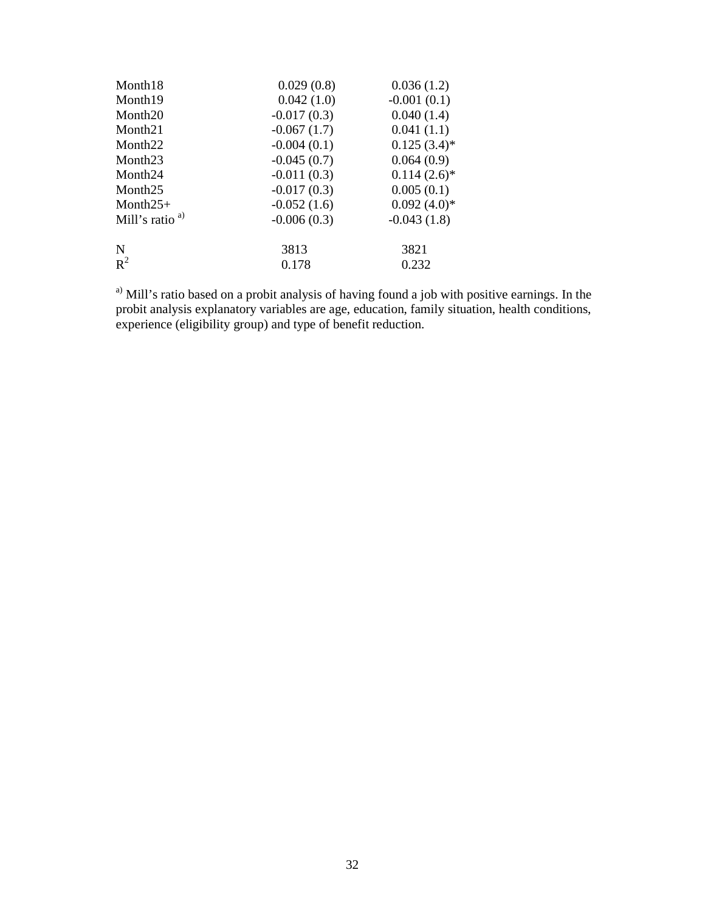| | | |
|---|---|---|
| Month18 | 0.029 (0.8) | 0.036 (1.2) |
| Month19 | 0.042 (1.0) | -0.001 (0.1) |
| Month20 | -0.017 (0.3) | 0.040 (1.4) |
| Month21 | -0.067 (1.7) | 0.041 (1.1) |
| Month22 | -0.004 (0.1) | 0.125 (3.4)* |
| Month23 | -0.045 (0.7) | 0.064 (0.9) |
| Month24 | -0.011 (0.3) | 0.114 (2.6)* |
| Month25 | -0.017 (0.3) | 0.005 (0.1) |
| Month25+ | -0.052 (1.6) | 0.092 (4.0)* |
| Mill's ratio [a)] | -0.006 (0.3) | -0.043 (1.8) |
| | | |
| N | 3813 | 3821 |
| $R^2$ | 0.178 | 0.232 |

[a)] Mill's ratio based on a probit analysis of having found a job with positive earnings. In the probit analysis explanatory variables are age, education, family situation, health conditions, experience (eligibility group) and type of benefit reduction.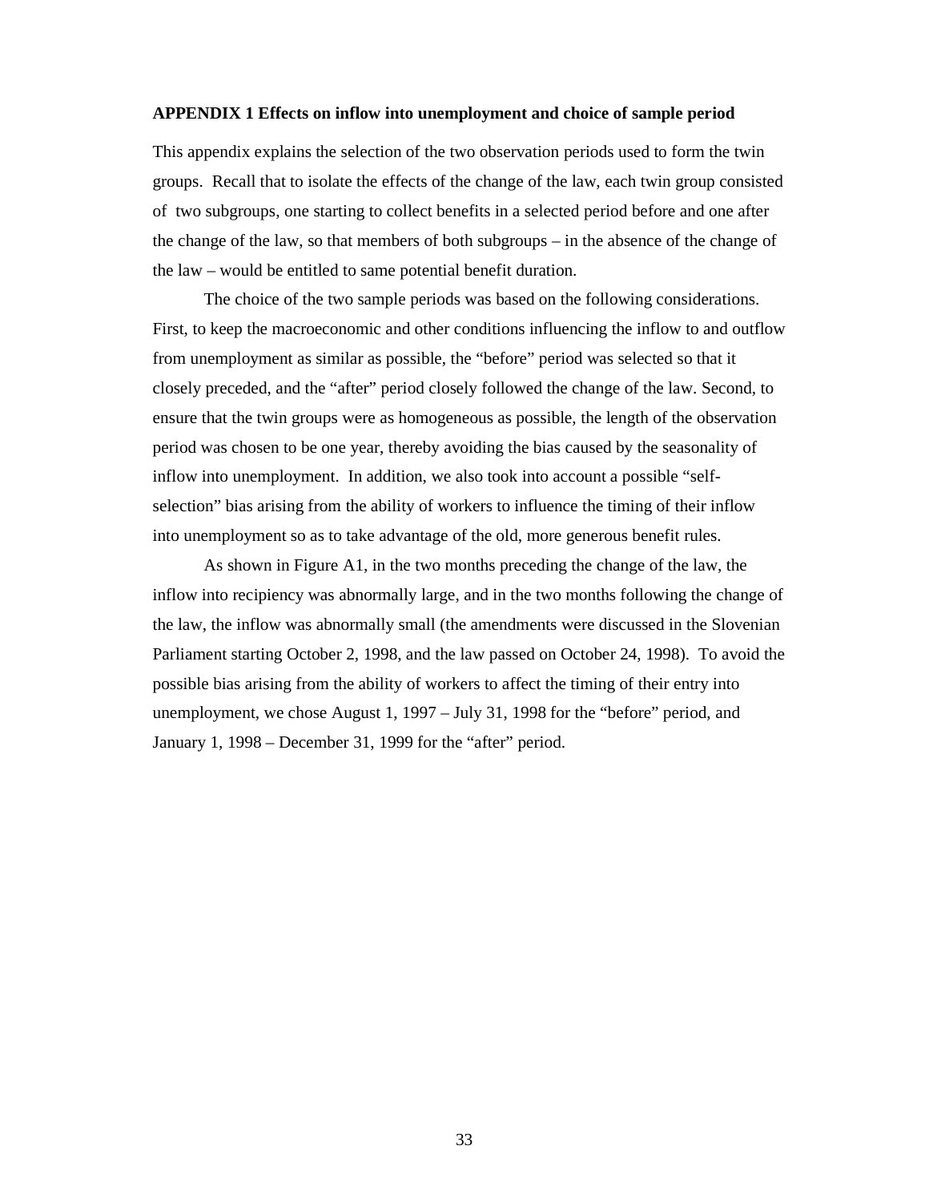**APPENDIX 1 Effects on inflow into unemployment and choice of sample period**

This appendix explains the selection of the two observation periods used to form the twin groups. Recall that to isolate the effects of the change of the law, each twin group consisted of two subgroups, one starting to collect benefits in a selected period before and one after the change of the law, so that members of both subgroups – in the absence of the change of the law – would be entitled to same potential benefit duration.

The choice of the two sample periods was based on the following considerations. First, to keep the macroeconomic and other conditions influencing the inflow to and outflow from unemployment as similar as possible, the "before" period was selected so that it closely preceded, and the "after" period closely followed the change of the law. Second, to ensure that the twin groups were as homogeneous as possible, the length of the observation period was chosen to be one year, thereby avoiding the bias caused by the seasonality of inflow into unemployment. In addition, we also took into account a possible "self-selection" bias arising from the ability of workers to influence the timing of their inflow into unemployment so as to take advantage of the old, more generous benefit rules.

As shown in Figure A1, in the two months preceding the change of the law, the inflow into recipiency was abnormally large, and in the two months following the change of the law, the inflow was abnormally small (the amendments were discussed in the Slovenian Parliament starting October 2, 1998, and the law passed on October 24, 1998). To avoid the possible bias arising from the ability of workers to affect the timing of their entry into unemployment, we chose August 1, 1997 – July 31, 1998 for the "before" period, and January 1, 1998 – December 31, 1999 for the "after" period.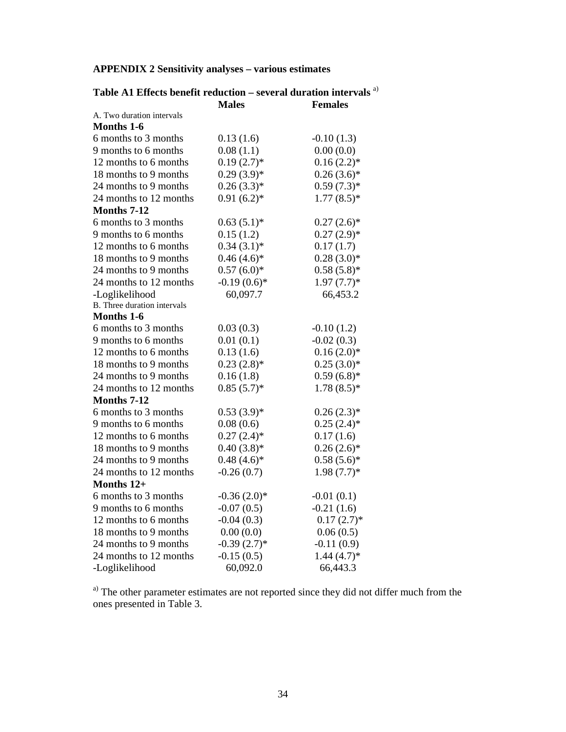**APPENDIX 2 Sensitivity analyses – various estimates**

**Table A1 Effects benefit reduction – several duration intervals** [a)]

| | **Males** | **Females** |
|---|---|---|
| A. Two duration intervals | | |
| **Months 1-6** | | |
| 6 months to 3 months | 0.13 (1.6) | -0.10 (1.3) |
| 9 months to 6 months | 0.08 (1.1) | 0.00 (0.0) |
| 12 months to 6 months | 0.19 (2.7)* | 0.16 (2.2)* |
| 18 months to 9 months | 0.29 (3.9)* | 0.26 (3.6)* |
| 24 months to 9 months | 0.26 (3.3)* | 0.59 (7.3)* |
| 24 months to 12 months | 0.91 (6.2)* | 1.77 (8.5)* |
| **Months 7-12** | | |
| 6 months to 3 months | 0.63 (5.1)* | 0.27 (2.6)* |
| 9 months to 6 months | 0.15 (1.2) | 0.27 (2.9)* |
| 12 months to 6 months | 0.34 (3.1)* | 0.17 (1.7) |
| 18 months to 9 months | 0.46 (4.6)* | 0.28 (3.0)* |
| 24 months to 9 months | 0.57 (6.0)* | 0.58 (5.8)* |
| 24 months to 12 months | -0.19 (0.6)* | 1.97 (7.7)* |
| -Loglikelihood | 60,097.7 | 66,453.2 |
| B. Three duration intervals | | |
| **Months 1-6** | | |
| 6 months to 3 months | 0.03 (0.3) | -0.10 (1.2) |
| 9 months to 6 months | 0.01 (0.1) | -0.02 (0.3) |
| 12 months to 6 months | 0.13 (1.6) | 0.16 (2.0)* |
| 18 months to 9 months | 0.23 (2.8)* | 0.25 (3.0)* |
| 24 months to 9 months | 0.16 (1.8) | 0.59 (6.8)* |
| 24 months to 12 months | 0.85 (5.7)* | 1.78 (8.5)* |
| **Months 7-12** | | |
| 6 months to 3 months | 0.53 (3.9)* | 0.26 (2.3)* |
| 9 months to 6 months | 0.08 (0.6) | 0.25 (2.4)* |
| 12 months to 6 months | 0.27 (2.4)* | 0.17 (1.6) |
| 18 months to 9 months | 0.40 (3.8)* | 0.26 (2.6)* |
| 24 months to 9 months | 0.48 (4.6)* | 0.58 (5.6)* |
| 24 months to 12 months | -0.26 (0.7) | 1.98 (7.7)* |
| **Months 12+** | | |
| 6 months to 3 months | -0.36 (2.0)* | -0.01 (0.1) |
| 9 months to 6 months | -0.07 (0.5) | -0.21 (1.6) |
| 12 months to 6 months | -0.04 (0.3) | 0.17 (2.7)* |
| 18 months to 9 months | 0.00 (0.0) | 0.06 (0.5) |
| 24 months to 9 months | -0.39 (2.7)* | -0.11 (0.9) |
| 24 months to 12 months | -0.15 (0.5) | 1.44 (4.7)* |
| -Loglikelihood | 60,092.0 | 66,443.3 |

[a)] The other parameter estimates are not reported since they did not differ much from the ones presented in Table 3.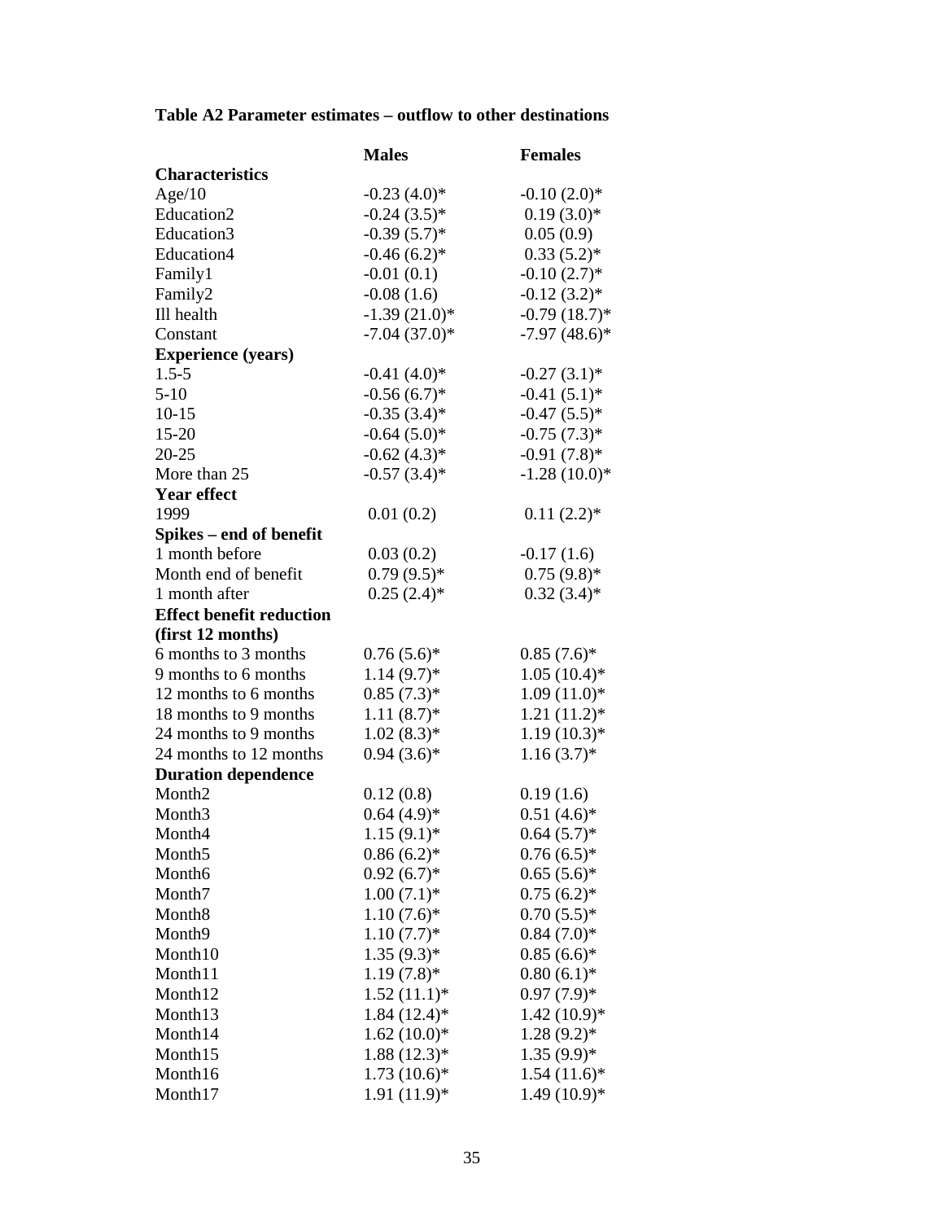**Table A2 Parameter estimates – outflow to other destinations**

| | **Males** | **Females** |
|---|---|---|
| **Characteristics** | | |
| Age/10 | -0.23 (4.0)* | -0.10 (2.0)* |
| Education2 | -0.24 (3.5)* | 0.19 (3.0)* |
| Education3 | -0.39 (5.7)* | 0.05 (0.9) |
| Education4 | -0.46 (6.2)* | 0.33 (5.2)* |
| Family1 | -0.01 (0.1) | -0.10 (2.7)* |
| Family2 | -0.08 (1.6) | -0.12 (3.2)* |
| Ill health | -1.39 (21.0)* | -0.79 (18.7)* |
| Constant | -7.04 (37.0)* | -7.97 (48.6)* |
| **Experience (years)** | | |
| 1.5-5 | -0.41 (4.0)* | -0.27 (3.1)* |
| 5-10 | -0.56 (6.7)* | -0.41 (5.1)* |
| 10-15 | -0.35 (3.4)* | -0.47 (5.5)* |
| 15-20 | -0.64 (5.0)* | -0.75 (7.3)* |
| 20-25 | -0.62 (4.3)* | -0.91 (7.8)* |
| More than 25 | -0.57 (3.4)* | -1.28 (10.0)* |
| **Year effect** | | |
| 1999 | 0.01 (0.2) | 0.11 (2.2)* |
| **Spikes – end of benefit** | | |
| 1 month before | 0.03 (0.2) | -0.17 (1.6) |
| Month end of benefit | 0.79 (9.5)* | 0.75 (9.8)* |
| 1 month after | 0.25 (2.4)* | 0.32 (3.4)* |
| **Effect benefit reduction (first 12 months)** | | |
| 6 months to 3 months | 0.76 (5.6)* | 0.85 (7.6)* |
| 9 months to 6 months | 1.14 (9.7)* | 1.05 (10.4)* |
| 12 months to 6 months | 0.85 (7.3)* | 1.09 (11.0)* |
| 18 months to 9 months | 1.11 (8.7)* | 1.21 (11.2)* |
| 24 months to 9 months | 1.02 (8.3)* | 1.19 (10.3)* |
| 24 months to 12 months | 0.94 (3.6)* | 1.16 (3.7)* |
| **Duration dependence** | | |
| Month2 | 0.12 (0.8) | 0.19 (1.6) |
| Month3 | 0.64 (4.9)* | 0.51 (4.6)* |
| Month4 | 1.15 (9.1)* | 0.64 (5.7)* |
| Month5 | 0.86 (6.2)* | 0.76 (6.5)* |
| Month6 | 0.92 (6.7)* | 0.65 (5.6)* |
| Month7 | 1.00 (7.1)* | 0.75 (6.2)* |
| Month8 | 1.10 (7.6)* | 0.70 (5.5)* |
| Month9 | 1.10 (7.7)* | 0.84 (7.0)* |
| Month10 | 1.35 (9.3)* | 0.85 (6.6)* |
| Month11 | 1.19 (7.8)* | 0.80 (6.1)* |
| Month12 | 1.52 (11.1)* | 0.97 (7.9)* |
| Month13 | 1.84 (12.4)* | 1.42 (10.9)* |
| Month14 | 1.62 (10.0)* | 1.28 (9.2)* |
| Month15 | 1.88 (12.3)* | 1.35 (9.9)* |
| Month16 | 1.73 (10.6)* | 1.54 (11.6)* |
| Month17 | 1.91 (11.9)* | 1.49 (10.9)* |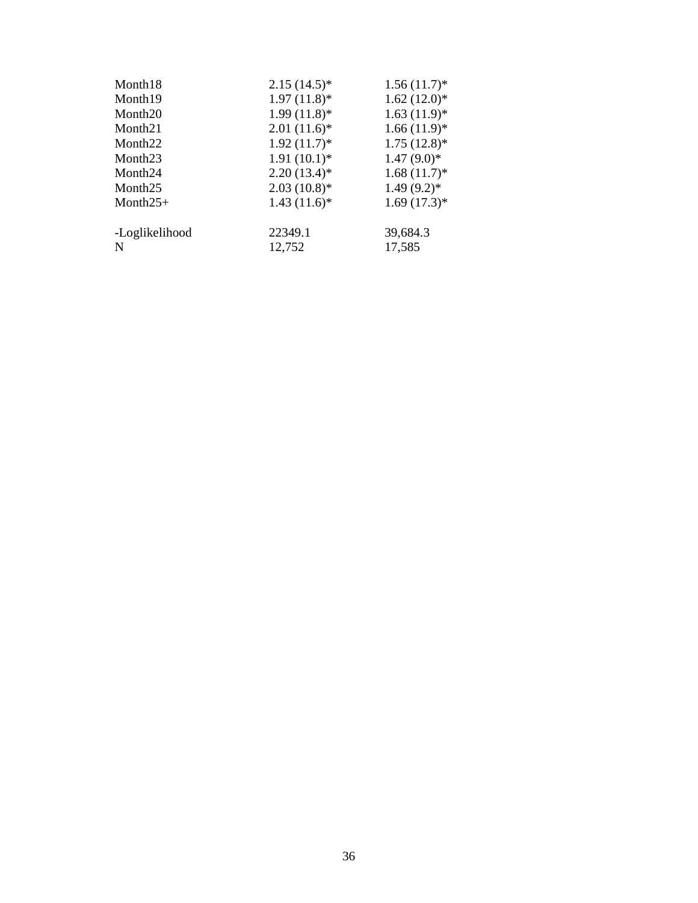| | | |
|---|---|---|
| Month18 | 2.15 (14.5)* | 1.56 (11.7)* |
| Month19 | 1.97 (11.8)* | 1.62 (12.0)* |
| Month20 | 1.99 (11.8)* | 1.63 (11.9)* |
| Month21 | 2.01 (11.6)* | 1.66 (11.9)* |
| Month22 | 1.92 (11.7)* | 1.75 (12.8)* |
| Month23 | 1.91 (10.1)* | 1.47 (9.0)* |
| Month24 | 2.20 (13.4)* | 1.68 (11.7)* |
| Month25 | 2.03 (10.8)* | 1.49 (9.2)* |
| Month25+ | 1.43 (11.6)* | 1.69 (17.3)* |
| | | |
| -Loglikelihood | 22349.1 | 39,684.3 |
| N | 12,752 | 17,585 |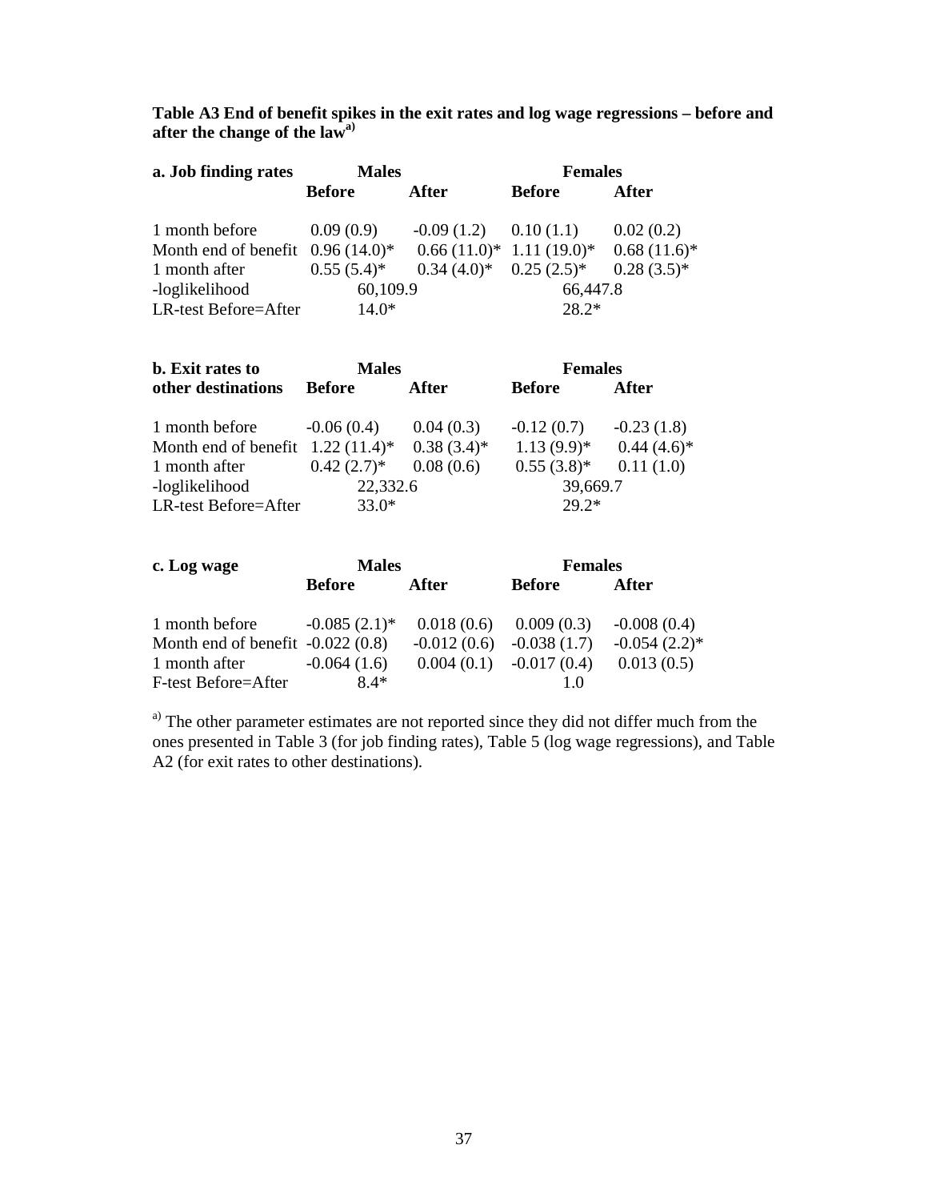**Table A3 End of benefit spikes in the exit rates and log wage regressions – before and after the change of the law[a)]**

| a. Job finding rates | Males | | Females | |
|---|---|---|---|---|
| | **Before** | **After** | **Before** | **After** |
| 1 month before | 0.09 (0.9) | -0.09 (1.2) | 0.10 (1.1) | 0.02 (0.2) |
| Month end of benefit | 0.96 (14.0)* | 0.66 (11.0)* | 1.11 (19.0)* | 0.68 (11.6)* |
| 1 month after | 0.55 (5.4)* | 0.34 (4.0)* | 0.25 (2.5)* | 0.28 (3.5)* |
| -loglikelihood | 60,109.9 | | 66,447.8 | |
| LR-test Before=After | 14.0* | | 28.2* | |

| b. Exit rates to other destinations | Males | | Females | |
|---|---|---|---|---|
| | **Before** | **After** | **Before** | **After** |
| 1 month before | -0.06 (0.4) | 0.04 (0.3) | -0.12 (0.7) | -0.23 (1.8) |
| Month end of benefit | 1.22 (11.4)* | 0.38 (3.4)* | 1.13 (9.9)* | 0.44 (4.6)* |
| 1 month after | 0.42 (2.7)* | 0.08 (0.6) | 0.55 (3.8)* | 0.11 (1.0) |
| -loglikelihood | 22,332.6 | | 39,669.7 | |
| LR-test Before=After | 33.0* | | 29.2* | |

| c. Log wage | Males | | Females | |
|---|---|---|---|---|
| | **Before** | **After** | **Before** | **After** |
| 1 month before | -0.085 (2.1)* | 0.018 (0.6) | 0.009 (0.3) | -0.008 (0.4) |
| Month end of benefit | -0.022 (0.8) | -0.012 (0.6) | -0.038 (1.7) | -0.054 (2.2)* |
| 1 month after | -0.064 (1.6) | 0.004 (0.1) | -0.017 (0.4) | 0.013 (0.5) |
| F-test Before=After | 8.4* | | 1.0 | |

[a)] The other parameter estimates are not reported since they did not differ much from the ones presented in Table 3 (for job finding rates), Table 5 (log wage regressions), and Table A2 (for exit rates to other destinations).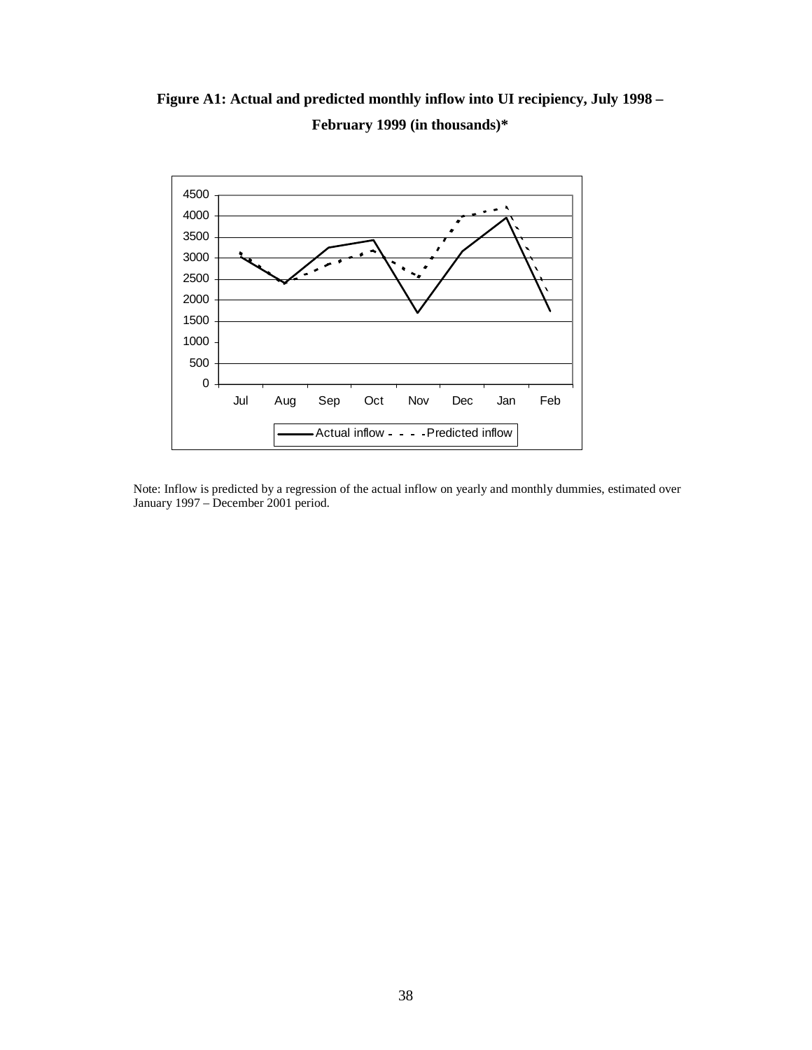**Figure A1: Actual and predicted monthly inflow into UI recipiency, July 1998 – February 1999 (in thousands)***

Note: Inflow is predicted by a regression of the actual inflow on yearly and monthly dummies, estimated over January 1997 – December 2001 period.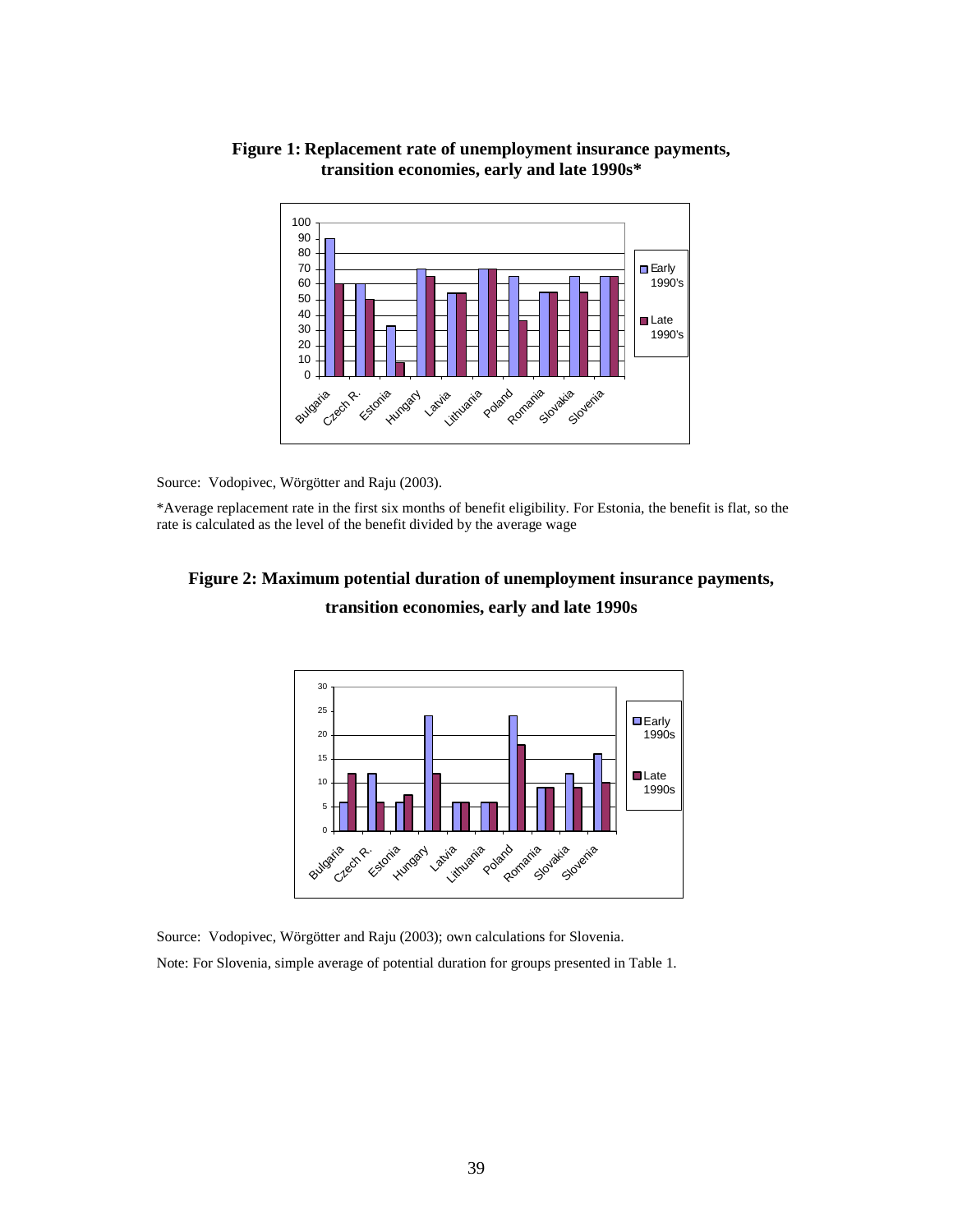**Figure 1: Replacement rate of unemployment insurance payments, transition economies, early and late 1990s***

Source: Vodopivec, Wörgötter and Raju (2003).

*Average replacement rate in the first six months of benefit eligibility. For Estonia, the benefit is flat, so the rate is calculated as the level of the benefit divided by the average wage

**Figure 2: Maximum potential duration of unemployment insurance payments, transition economies, early and late 1990s**

Source: Vodopivec, Wörgötter and Raju (2003); own calculations for Slovenia.

Note: For Slovenia, simple average of potential duration for groups presented in Table 1.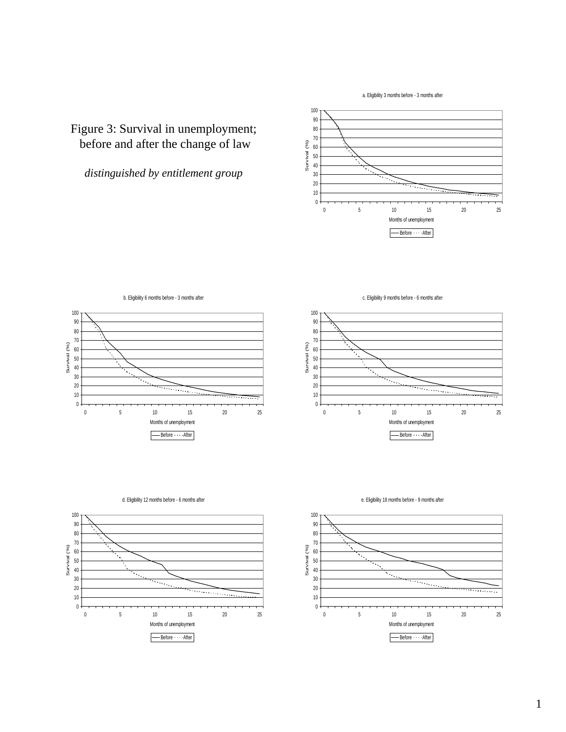# Figure 3: Survival in unemployment; before and after the change of law

*distinguished by entitlement group*

a. Eligibility 3 months before - 3 months after

b. Eligibility 6 months before - 3 months after

c. Eligibility 9 months before - 6 months after

d. Eligibility 12 months before - 6 months after

e. Eligibility 18 months before - 9 months after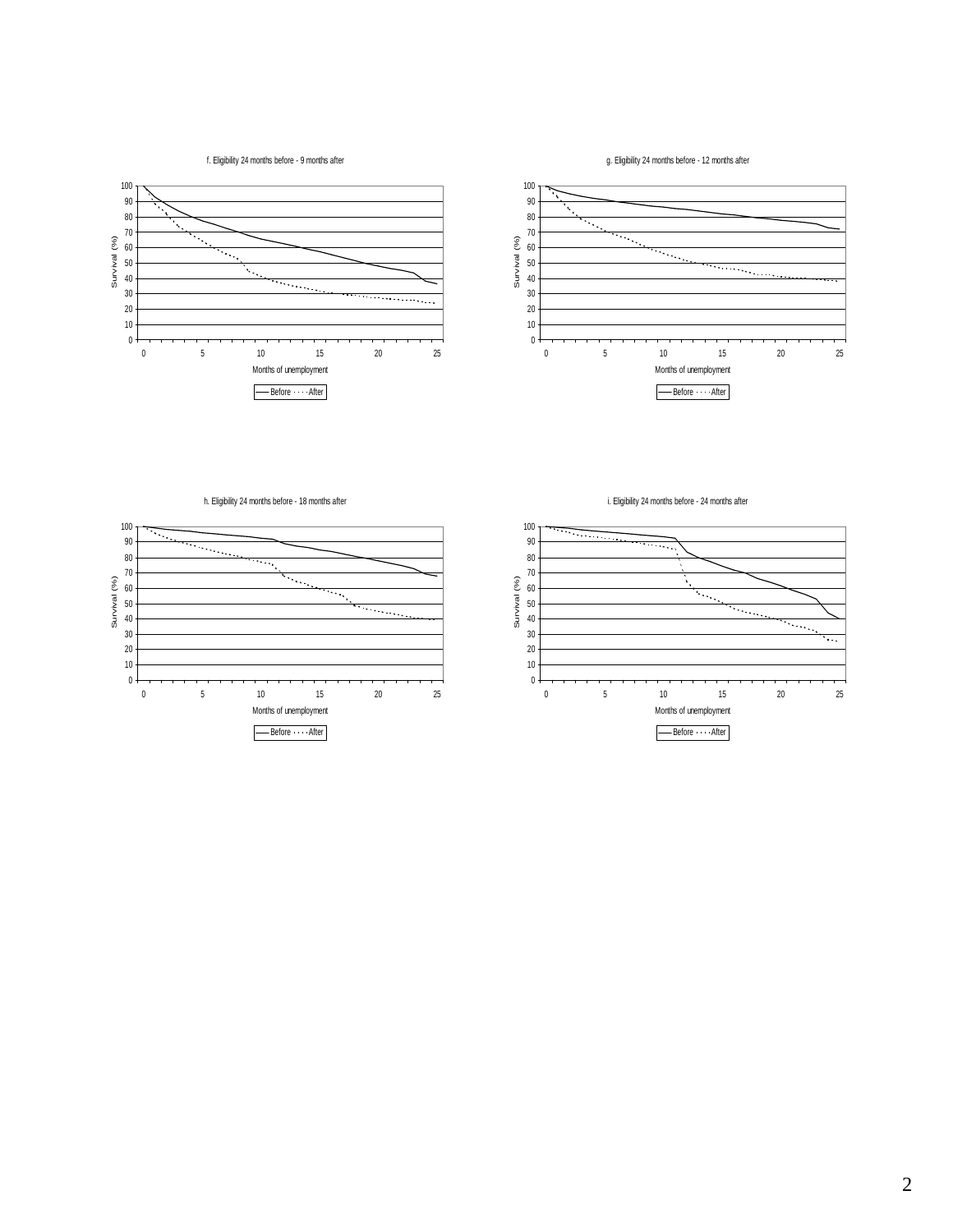f. Eligibility 24 months before - 9 months after

Survival (%)

Months of unemployment

Before · · · · After

g. Eligibility 24 months before - 12 months after

Survival (%)

Months of unemployment

Before · · · · After

h. Eligibility 24 months before - 18 months after

Survival (%)

Months of unemployment

Before · · · · After

i. Eligibility 24 months before - 24 months after

Survival (%)

Months of unemployment

Before · · · · After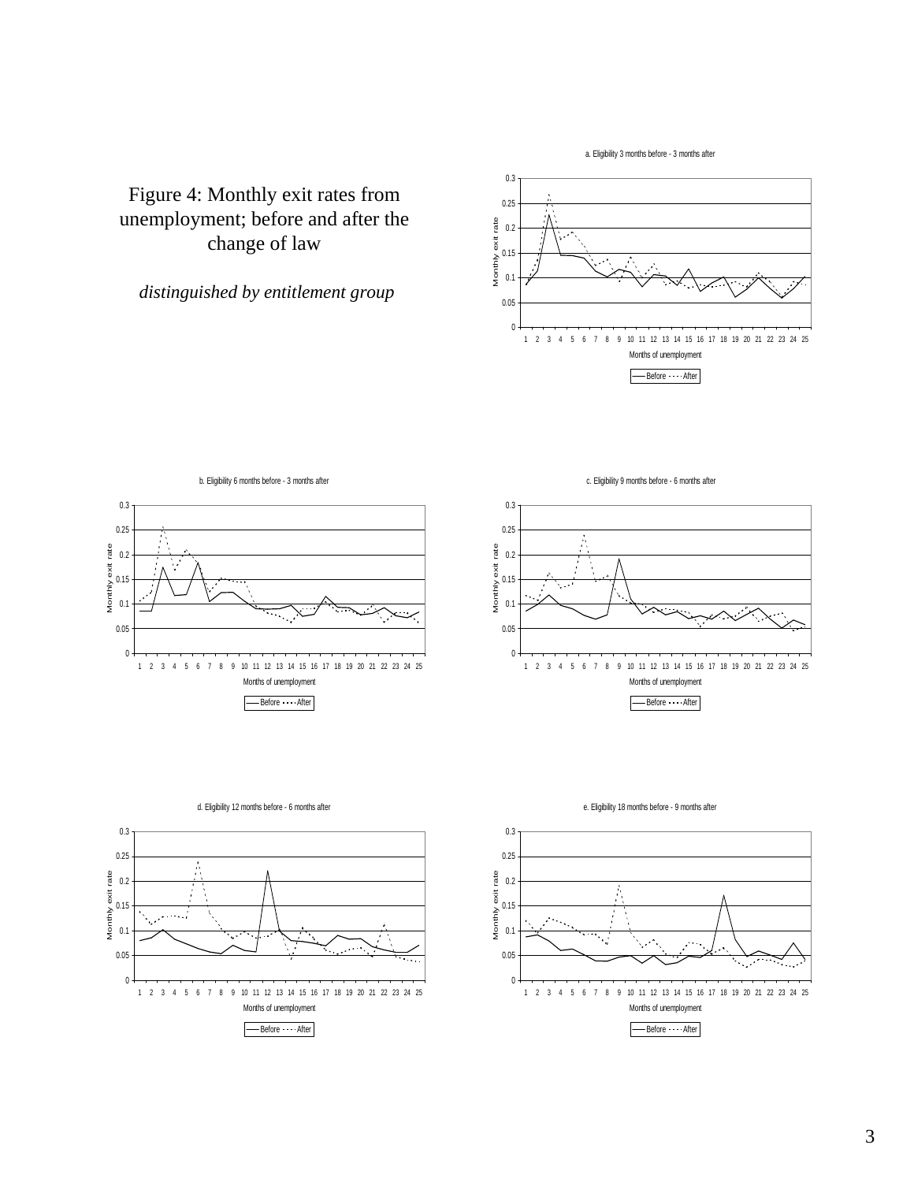# Figure 4: Monthly exit rates from unemployment; before and after the change of law

*distinguished by entitlement group*

a. Eligibility 3 months before - 3 months after

b. Eligibility 6 months before - 3 months after

c. Eligibility 9 months before - 6 months after

d. Eligibility 12 months before - 6 months after

e. Eligibility 18 months before - 9 months after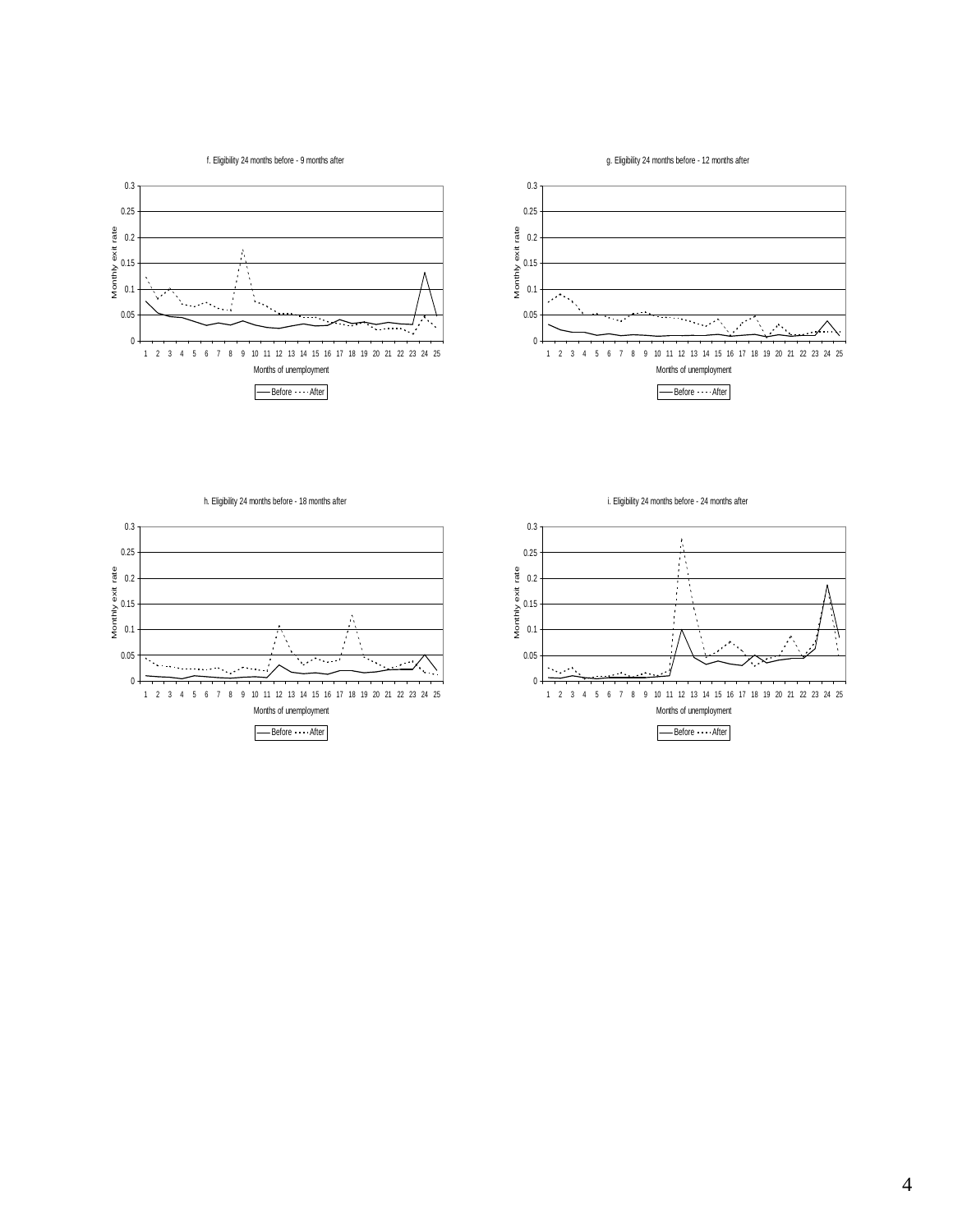f. Eligibility 24 months before - 9 months after

Monthly exit rate

Months of unemployment

Before After

g. Eligibility 24 months before - 12 months after

Monthly exit rate

Months of unemployment

Before After

h. Eligibility 24 months before - 18 months after

Monthly exit rate

Months of unemployment

Before After

i. Eligibility 24 months before - 24 months after

Monthly exit rate

Months of unemployment

Before After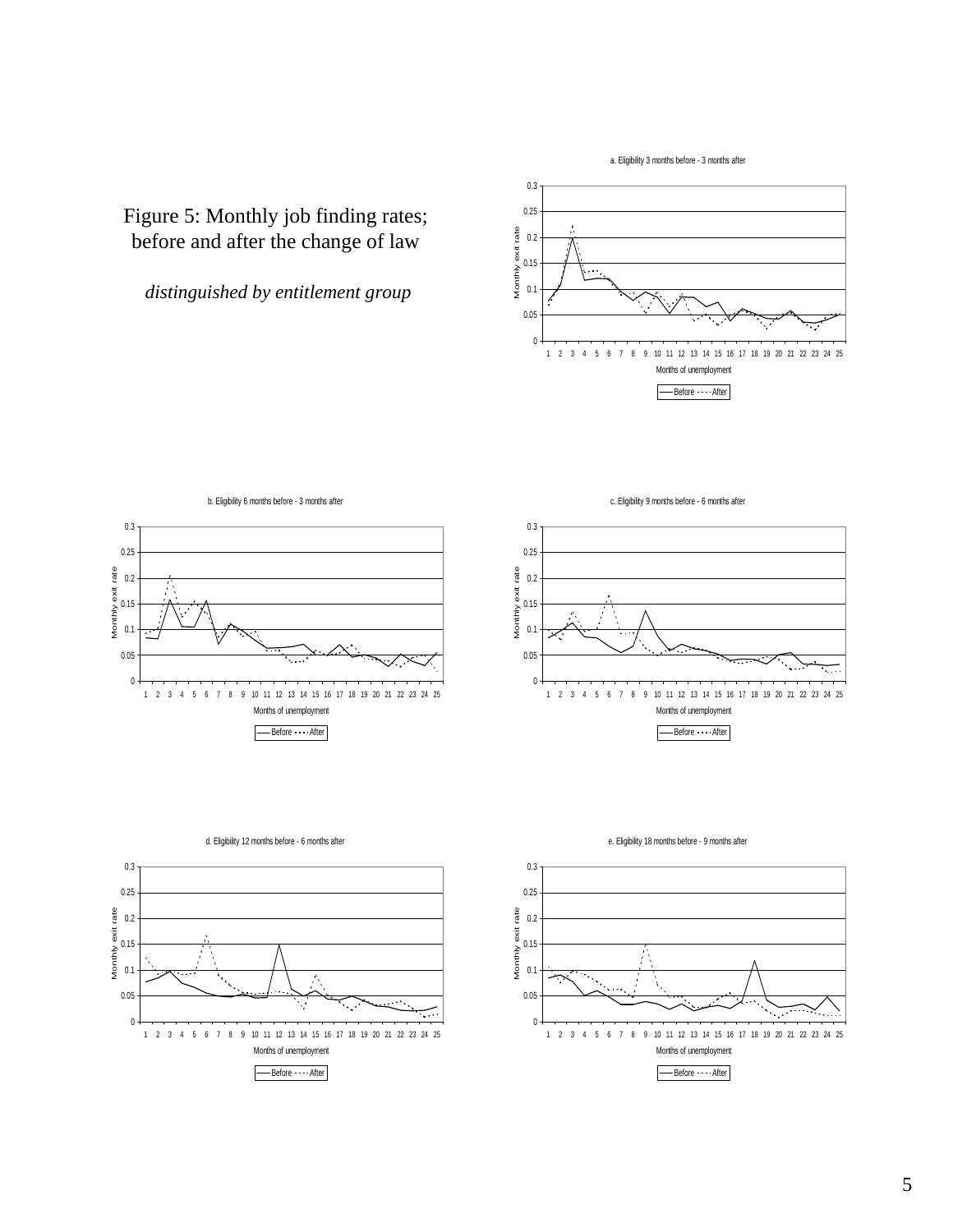Figure 5: Monthly job finding rates; before and after the change of law

*distinguished by entitlement group*

a. Eligibility 3 months before - 3 months after

b. Eligibility 6 months before - 3 months after

c. Eligibility 9 months before - 6 months after

d. Eligibility 12 months before - 6 months after

e. Eligibility 18 months before - 9 months after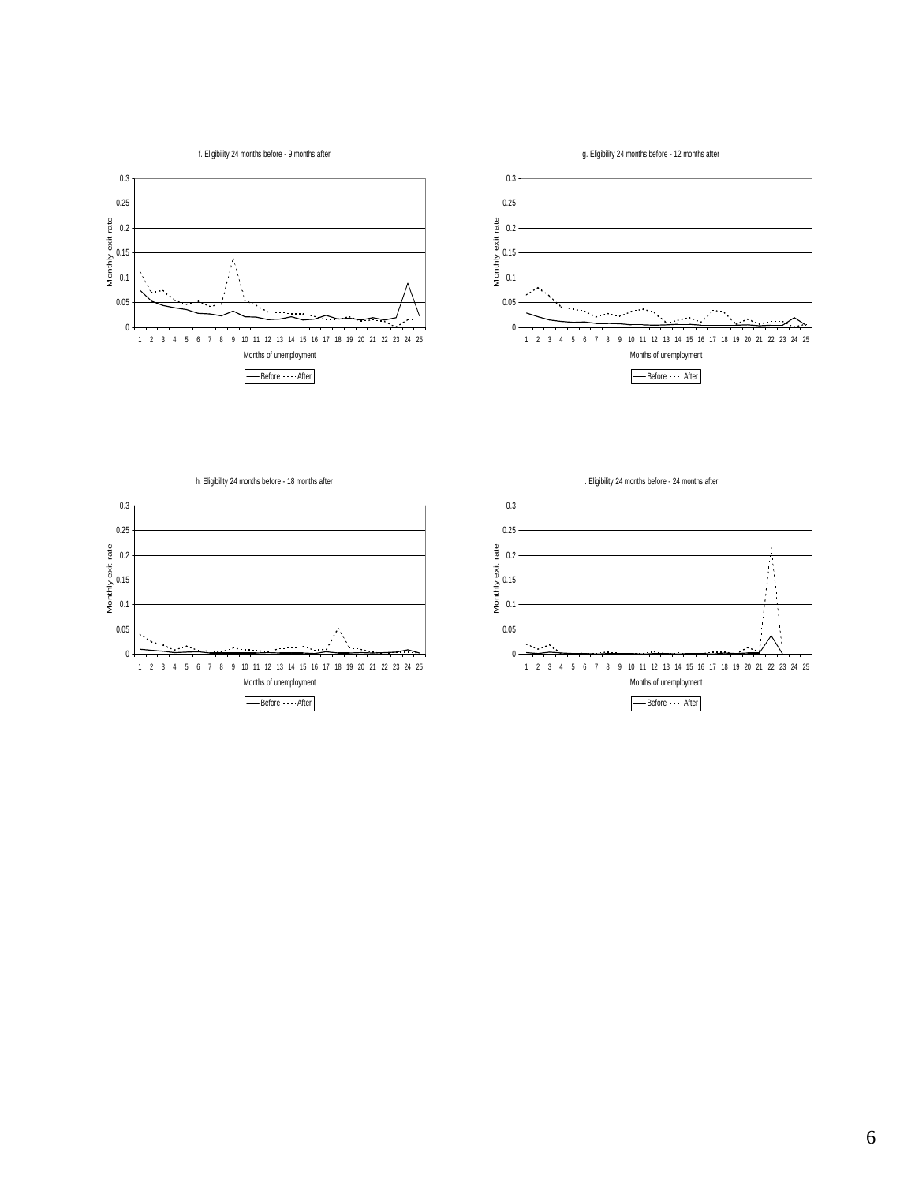f. Eligibility 24 months before - 9 months after

Monthly exit rate

Months of unemployment

Before After

g. Eligibility 24 months before - 12 months after

Monthly exit rate

Months of unemployment

Before After

h. Eligibility 24 months before - 18 months after

Monthly exit rate

Months of unemployment

Before After

i. Eligibility 24 months before - 24 months after

Monthly exit rate

Months of unemployment

Before After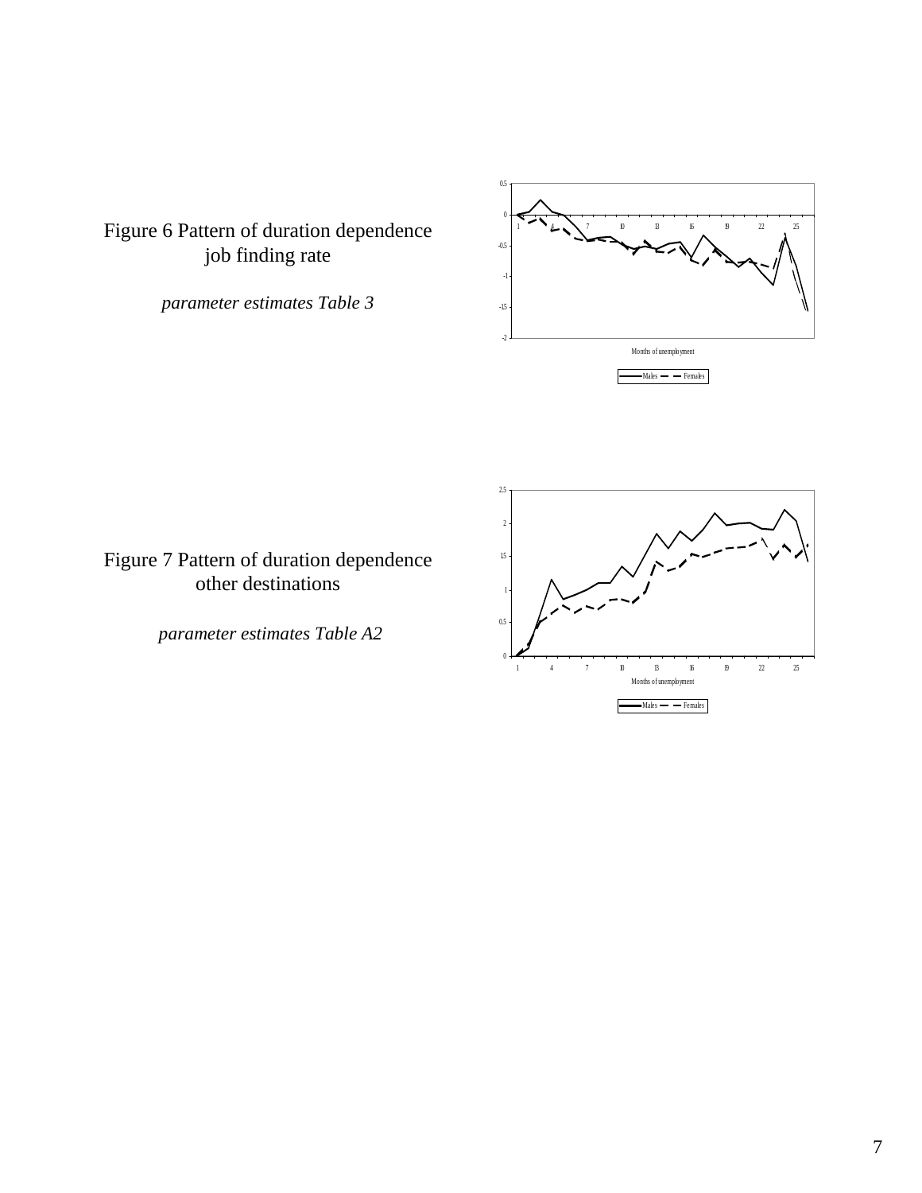Figure 6 Pattern of duration dependence job finding rate

*parameter estimates Table 3*

0.5
0
-0.5
-1
-1.5
-2
1 4 7 10 13 16 19 22 25
Months of unemployment
Males Females

Figure 7 Pattern of duration dependence other destinations

*parameter estimates Table A2*

2.5
2
1.5
1
0.5
0
1 4 7 10 13 16 19 22 25
Months of unemployment
Males Females